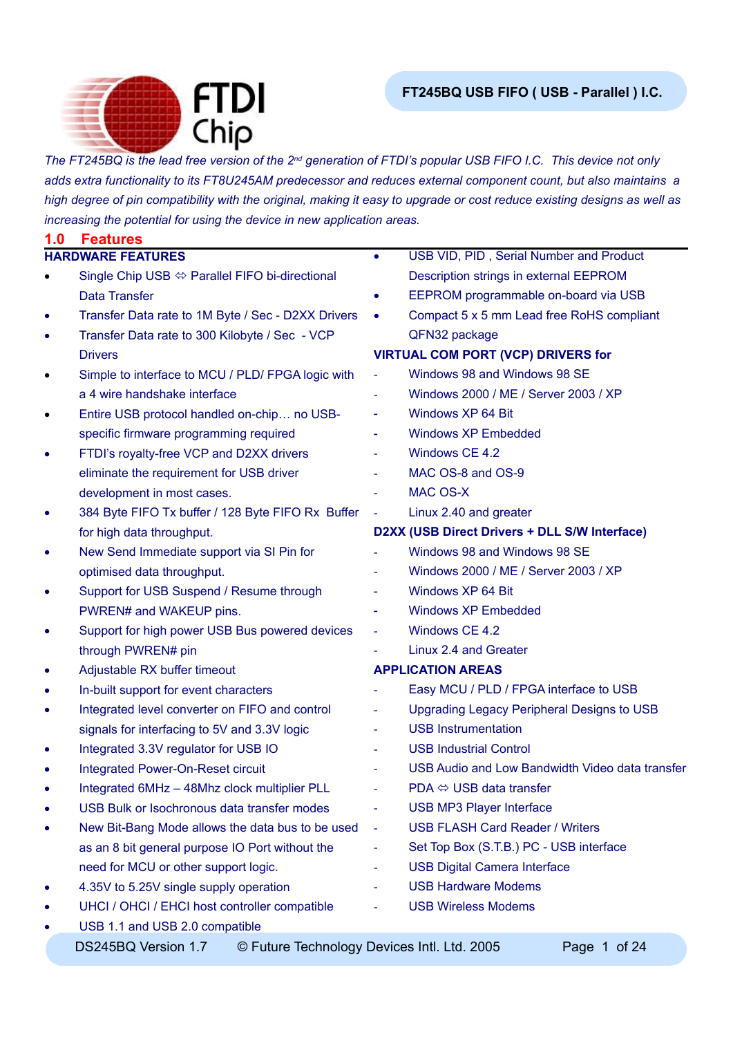# FT245BQ USB FIFO ( USB - Parallel ) I.C.

*The FT245BQ is the lead free version of the 2nd generation of FTDI's popular USB FIFO I.C. This device not only adds extra functionality to its FT8U245AM predecessor and reduces external component count, but also maintains a high degree of pin compatibility with the original, making it easy to upgrade or cost reduce existing designs as well as increasing the potential for using the device in new application areas.*

## 1.0 Features

### HARDWARE FEATURES

- Single Chip USB ⇔ Parallel FIFO bi-directional Data Transfer
- Transfer Data rate to 1M Byte / Sec - D2XX Drivers
- Transfer Data rate to 300 Kilobyte / Sec - VCP Drivers
- Simple to interface to MCU / PLD/ FPGA logic with a 4 wire handshake interface
- Entire USB protocol handled on-chip… no USB-specific firmware programming required
- FTDI's royalty-free VCP and D2XX drivers eliminate the requirement for USB driver development in most cases.
- 384 Byte FIFO Tx buffer / 128 Byte FIFO Rx Buffer for high data throughput.
- New Send Immediate support via SI Pin for optimised data throughput.
- Support for USB Suspend / Resume through PWREN# and WAKEUP pins.
- Support for high power USB Bus powered devices through PWREN# pin
- Adjustable RX buffer timeout
- In-built support for event characters
- Integrated level converter on FIFO and control signals for interfacing to 5V and 3.3V logic
- Integrated 3.3V regulator for USB IO
- Integrated Power-On-Reset circuit
- Integrated 6MHz – 48Mhz clock multiplier PLL
- USB Bulk or Isochronous data transfer modes
- New Bit-Bang Mode allows the data bus to be used as an 8 bit general purpose IO Port without the need for MCU or other support logic.
- 4.35V to 5.25V single supply operation
- UHCI / OHCI / EHCI host controller compatible
- USB 1.1 and USB 2.0 compatible
- USB VID, PID , Serial Number and Product Description strings in external EEPROM
- EEPROM programmable on-board via USB
- Compact 5 x 5 mm Lead free RoHS compliant QFN32 package

### VIRTUAL COM PORT (VCP) DRIVERS for

- Windows 98 and Windows 98 SE
- Windows 2000 / ME / Server 2003 / XP
- Windows XP 64 Bit
- Windows XP Embedded
- Windows CE 4.2
- MAC OS-8 and OS-9
- MAC OS-X
- Linux 2.40 and greater

### D2XX (USB Direct Drivers + DLL S/W Interface)

- Windows 98 and Windows 98 SE
- Windows 2000 / ME / Server 2003 / XP
- Windows XP 64 Bit
- Windows XP Embedded
- Windows CE 4.2
- Linux 2.4 and Greater

### APPLICATION AREAS

- Easy MCU / PLD / FPGA interface to USB
- Upgrading Legacy Peripheral Designs to USB
- USB Instrumentation
- USB Industrial Control
- USB Audio and Low Bandwidth Video data transfer
- PDA ⇔ USB data transfer
- USB MP3 Player Interface
- USB FLASH Card Reader / Writers
- Set Top Box (S.T.B.) PC - USB interface
- USB Digital Camera Interface
- USB Hardware Modems
- USB Wireless Modems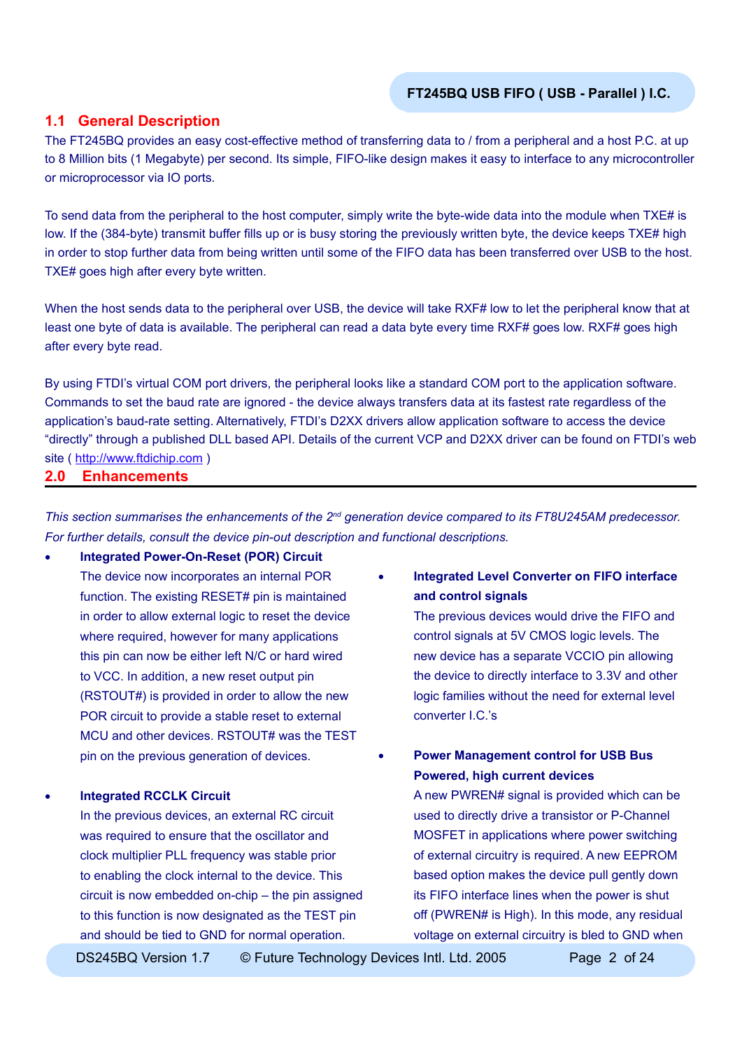## 1.1 General Description

The FT245BQ provides an easy cost-effective method of transferring data to / from a peripheral and a host P.C. at up to 8 Million bits (1 Megabyte) per second. Its simple, FIFO-like design makes it easy to interface to any microcontroller or microprocessor via IO ports.

To send data from the peripheral to the host computer, simply write the byte-wide data into the module when TXE# is low. If the (384-byte) transmit buffer fills up or is busy storing the previously written byte, the device keeps TXE# high in order to stop further data from being written until some of the FIFO data has been transferred over USB to the host. TXE# goes high after every byte written.

When the host sends data to the peripheral over USB, the device will take RXF# low to let the peripheral know that at least one byte of data is available. The peripheral can read a data byte every time RXF# goes low. RXF# goes high after every byte read.

By using FTDI's virtual COM port drivers, the peripheral looks like a standard COM port to the application software. Commands to set the baud rate are ignored - the device always transfers data at its fastest rate regardless of the application's baud-rate setting. Alternatively, FTDI's D2XX drivers allow application software to access the device "directly" through a published DLL based API. Details of the current VCP and D2XX driver can be found on FTDI's web site ( http://www.ftdichip.com )

## 2.0 Enhancements

*This section summarises the enhancements of the 2nd generation device compared to its FT8U245AM predecessor. For further details, consult the device pin-out description and functional descriptions.*

- **Integrated Power-On-Reset (POR) Circuit**
  The device now incorporates an internal POR function. The existing RESET# pin is maintained in order to allow external logic to reset the device where required, however for many applications this pin can now be either left N/C or hard wired to VCC. In addition, a new reset output pin (RSTOUT#) is provided in order to allow the new POR circuit to provide a stable reset to external MCU and other devices. RSTOUT# was the TEST pin on the previous generation of devices.

- **Integrated RCCLK Circuit**
  In the previous devices, an external RC circuit was required to ensure that the oscillator and clock multiplier PLL frequency was stable prior to enabling the clock internal to the device. This circuit is now embedded on-chip – the pin assigned to this function is now designated as the TEST pin and should be tied to GND for normal operation.

- **Integrated Level Converter on FIFO interface and control signals**
  The previous devices would drive the FIFO and control signals at 5V CMOS logic levels. The new device has a separate VCCIO pin allowing the device to directly interface to 3.3V and other logic families without the need for external level converter I.C.'s

- **Power Management control for USB Bus Powered, high current devices**
  A new PWREN# signal is provided which can be used to directly drive a transistor or P-Channel MOSFET in applications where power switching of external circuitry is required. A new EEPROM based option makes the device pull gently down its FIFO interface lines when the power is shut off (PWREN# is High). In this mode, any residual voltage on external circuitry is bled to GND when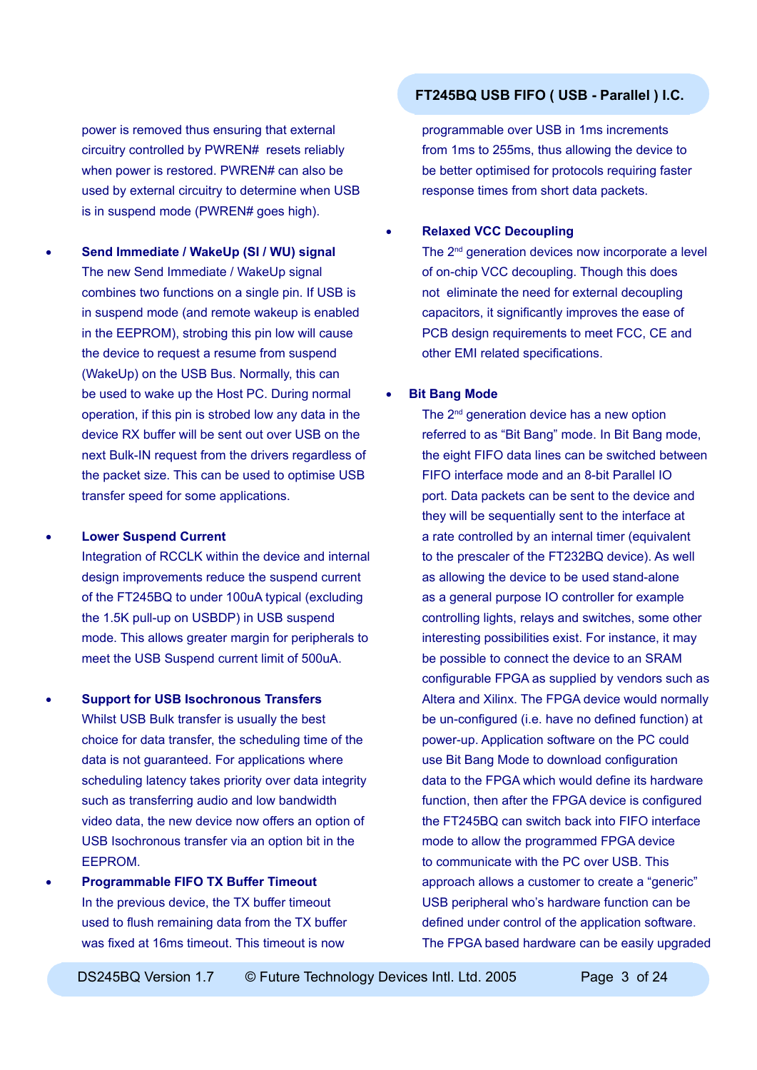power is removed thus ensuring that external circuitry controlled by PWREN# resets reliably when power is restored. PWREN# can also be used by external circuitry to determine when USB is in suspend mode (PWREN# goes high).

- **Send Immediate / WakeUp (SI / WU) signal**
  The new Send Immediate / WakeUp signal combines two functions on a single pin. If USB is in suspend mode (and remote wakeup is enabled in the EEPROM), strobing this pin low will cause the device to request a resume from suspend (WakeUp) on the USB Bus. Normally, this can be used to wake up the Host PC. During normal operation, if this pin is strobed low any data in the device RX buffer will be sent out over USB on the next Bulk-IN request from the drivers regardless of the packet size. This can be used to optimise USB transfer speed for some applications.

- **Lower Suspend Current**
  Integration of RCCLK within the device and internal design improvements reduce the suspend current of the FT245BQ to under 100uA typical (excluding the 1.5K pull-up on USBDP) in USB suspend mode. This allows greater margin for peripherals to meet the USB Suspend current limit of 500uA.

- **Support for USB Isochronous Transfers**
  Whilst USB Bulk transfer is usually the best choice for data transfer, the scheduling time of the data is not guaranteed. For applications where scheduling latency takes priority over data integrity such as transferring audio and low bandwidth video data, the new device now offers an option of USB Isochronous transfer via an option bit in the EEPROM.

- **Programmable FIFO TX Buffer Timeout**
  In the previous device, the TX buffer timeout used to flush remaining data from the TX buffer was fixed at 16ms timeout. This timeout is now programmable over USB in 1ms increments from 1ms to 255ms, thus allowing the device to be better optimised for protocols requiring faster response times from short data packets.

- **Relaxed VCC Decoupling**
  The 2nd generation devices now incorporate a level of on-chip VCC decoupling. Though this does not eliminate the need for external decoupling capacitors, it significantly improves the ease of PCB design requirements to meet FCC, CE and other EMI related specifications.

- **Bit Bang Mode**
  The 2nd generation device has a new option referred to as “Bit Bang” mode. In Bit Bang mode, the eight FIFO data lines can be switched between FIFO interface mode and an 8-bit Parallel IO port. Data packets can be sent to the device and they will be sequentially sent to the interface at a rate controlled by an internal timer (equivalent to the prescaler of the FT232BQ device). As well as allowing the device to be used stand-alone as a general purpose IO controller for example controlling lights, relays and switches, some other interesting possibilities exist. For instance, it may be possible to connect the device to an SRAM configurable FPGA as supplied by vendors such as Altera and Xilinx. The FPGA device would normally be un-configured (i.e. have no defined function) at power-up. Application software on the PC could use Bit Bang Mode to download configuration data to the FPGA which would define its hardware function, then after the FPGA device is configured the FT245BQ can switch back into FIFO interface mode to allow the programmed FPGA device to communicate with the PC over USB. This approach allows a customer to create a “generic” USB peripheral who’s hardware function can be defined under control of the application software. The FPGA based hardware can be easily upgraded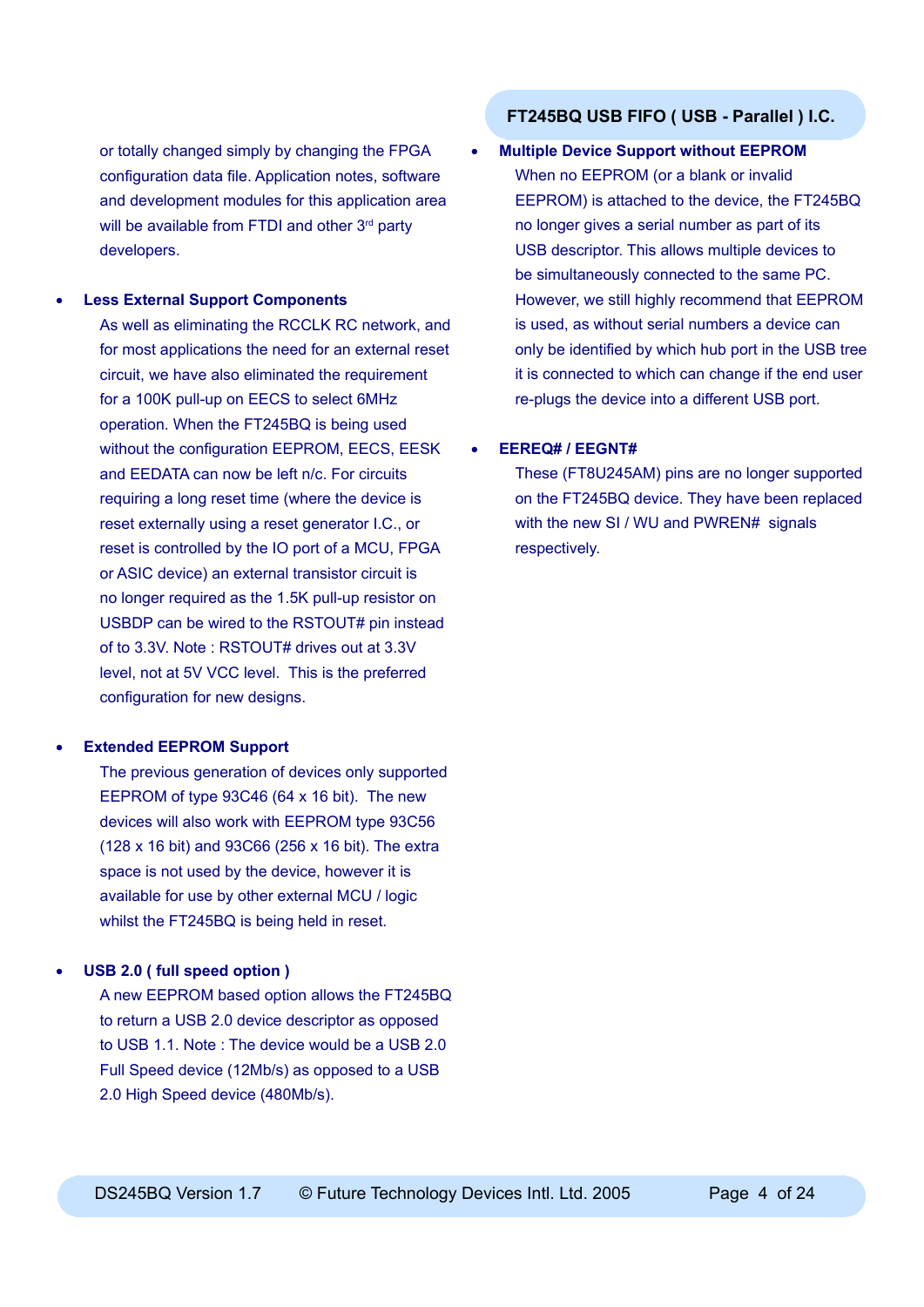or totally changed simply by changing the FPGA configuration data file. Application notes, software and development modules for this application area will be available from FTDI and other 3rd party developers.

- **Less External Support Components**

  As well as eliminating the RCCLK RC network, and for most applications the need for an external reset circuit, we have also eliminated the requirement for a 100K pull-up on EECS to select 6MHz operation. When the FT245BQ is being used without the configuration EEPROM, EECS, EESK and EEDATA can now be left n/c. For circuits requiring a long reset time (where the device is reset externally using a reset generator I.C., or reset is controlled by the IO port of a MCU, FPGA or ASIC device) an external transistor circuit is no longer required as the 1.5K pull-up resistor on USBDP can be wired to the RSTOUT# pin instead of to 3.3V. Note : RSTOUT# drives out at 3.3V level, not at 5V VCC level. This is the preferred configuration for new designs.

- **Extended EEPROM Support**

  The previous generation of devices only supported EEPROM of type 93C46 (64 x 16 bit). The new devices will also work with EEPROM type 93C56 (128 x 16 bit) and 93C66 (256 x 16 bit). The extra space is not used by the device, however it is available for use by other external MCU / logic whilst the FT245BQ is being held in reset.

- **USB 2.0 ( full speed option )**

  A new EEPROM based option allows the FT245BQ to return a USB 2.0 device descriptor as opposed to USB 1.1. Note : The device would be a USB 2.0 Full Speed device (12Mb/s) as opposed to a USB 2.0 High Speed device (480Mb/s).

- **Multiple Device Support without EEPROM**

  When no EEPROM (or a blank or invalid EEPROM) is attached to the device, the FT245BQ no longer gives a serial number as part of its USB descriptor. This allows multiple devices to be simultaneously connected to the same PC. However, we still highly recommend that EEPROM is used, as without serial numbers a device can only be identified by which hub port in the USB tree it is connected to which can change if the end user re-plugs the device into a different USB port.

- **EEREQ# / EEGNT#**

  These (FT8U245AM) pins are no longer supported on the FT245BQ device. They have been replaced with the new SI / WU and PWREN# signals respectively.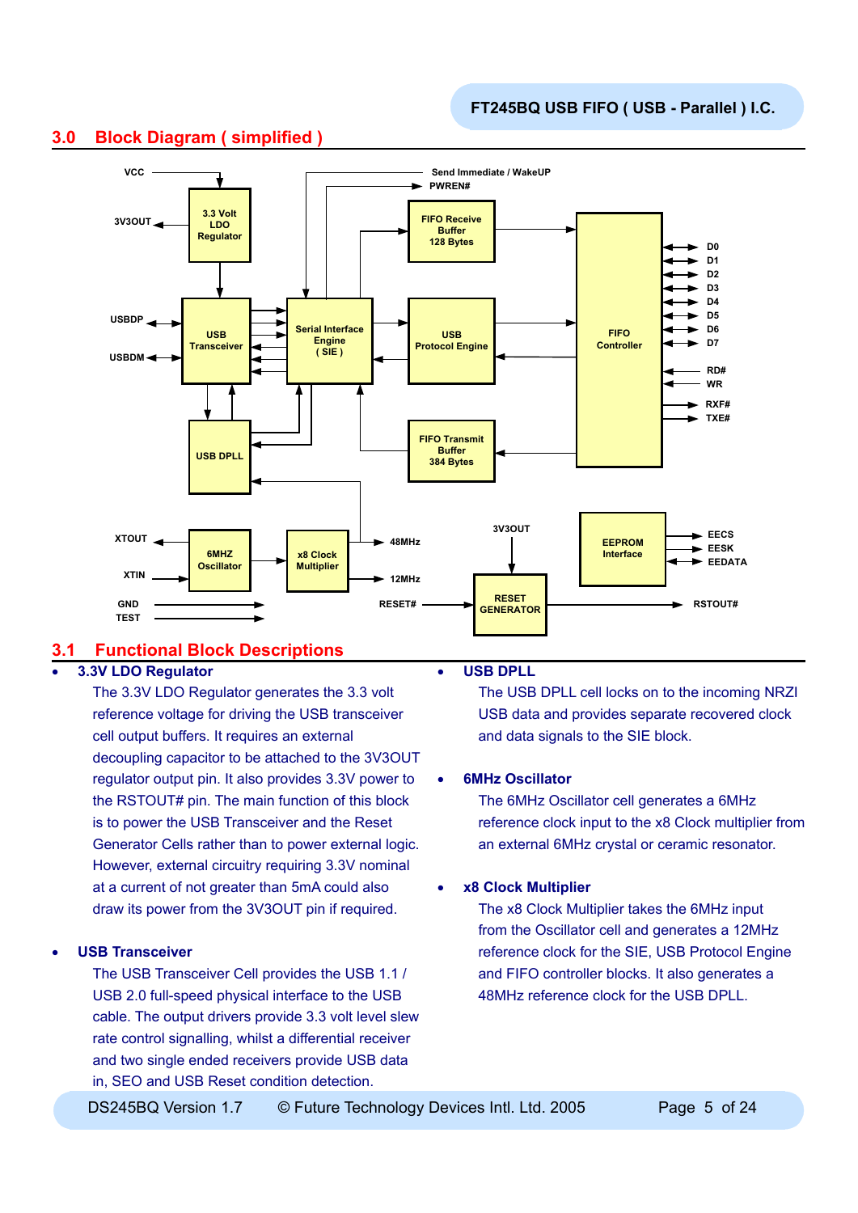## 3.0 Block Diagram ( simplified )

## 3.1 Functional Block Descriptions

- **3.3V LDO Regulator**

  The 3.3V LDO Regulator generates the 3.3 volt reference voltage for driving the USB transceiver cell output buffers. It requires an external decoupling capacitor to be attached to the 3V3OUT regulator output pin. It also provides 3.3V power to the RSTOUT# pin. The main function of this block is to power the USB Transceiver and the Reset Generator Cells rather than to power external logic. However, external circuitry requiring 3.3V nominal at a current of not greater than 5mA could also draw its power from the 3V3OUT pin if required.

- **USB Transceiver**

  The USB Transceiver Cell provides the USB 1.1 / USB 2.0 full-speed physical interface to the USB cable. The output drivers provide 3.3 volt level slew rate control signalling, whilst a differential receiver and two single ended receivers provide USB data in, SEO and USB Reset condition detection.

- **USB DPLL**

  The USB DPLL cell locks on to the incoming NRZI USB data and provides separate recovered clock and data signals to the SIE block.

- **6MHz Oscillator**

  The 6MHz Oscillator cell generates a 6MHz reference clock input to the x8 Clock multiplier from an external 6MHz crystal or ceramic resonator.

- **x8 Clock Multiplier**

  The x8 Clock Multiplier takes the 6MHz input from the Oscillator cell and generates a 12MHz reference clock for the SIE, USB Protocol Engine and FIFO controller blocks. It also generates a 48MHz reference clock for the USB DPLL.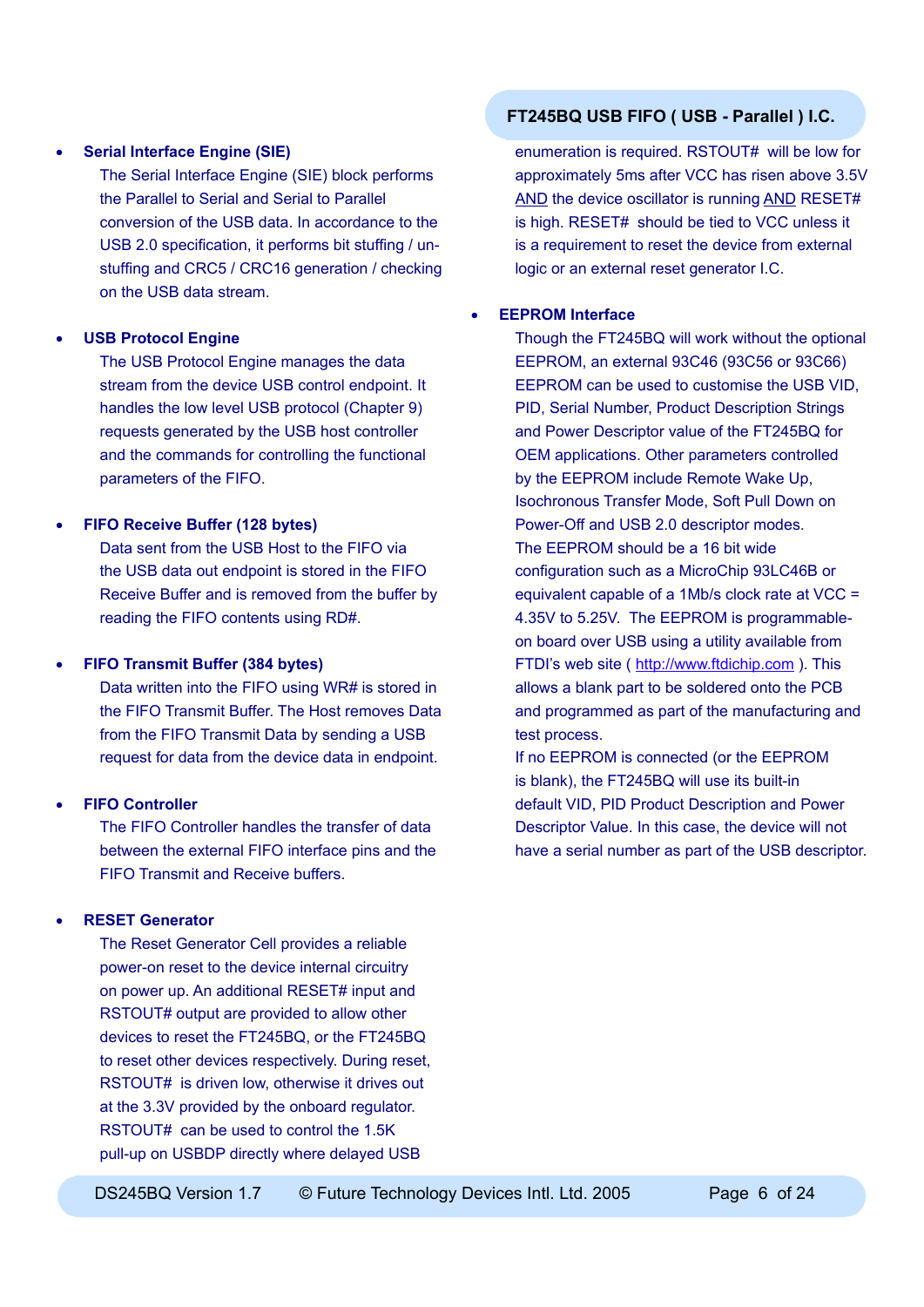- **Serial Interface Engine (SIE)**
  The Serial Interface Engine (SIE) block performs the Parallel to Serial and Serial to Parallel conversion of the USB data. In accordance to the USB 2.0 specification, it performs bit stuffing / un-stuffing and CRC5 / CRC16 generation / checking on the USB data stream.

- **USB Protocol Engine**
  The USB Protocol Engine manages the data stream from the device USB control endpoint. It handles the low level USB protocol (Chapter 9) requests generated by the USB host controller and the commands for controlling the functional parameters of the FIFO.

- **FIFO Receive Buffer (128 bytes)**
  Data sent from the USB Host to the FIFO via the USB data out endpoint is stored in the FIFO Receive Buffer and is removed from the buffer by reading the FIFO contents using RD#.

- **FIFO Transmit Buffer (384 bytes)**
  Data written into the FIFO using WR# is stored in the FIFO Transmit Buffer. The Host removes Data from the FIFO Transmit Data by sending a USB request for data from the device data in endpoint.

- **FIFO Controller**
  The FIFO Controller handles the transfer of data between the external FIFO interface pins and the FIFO Transmit and Receive buffers.

- **RESET Generator**
  The Reset Generator Cell provides a reliable power-on reset to the device internal circuitry on power up. An additional RESET# input and RSTOUT# output are provided to allow other devices to reset the FT245BQ, or the FT245BQ to reset other devices respectively. During reset, RSTOUT# is driven low, otherwise it drives out at the 3.3V provided by the onboard regulator. RSTOUT# can be used to control the 1.5K pull-up on USBDP directly where delayed USB enumeration is required. RSTOUT# will be low for approximately 5ms after VCC has risen above 3.5V AND the device oscillator is running AND RESET# is high. RESET# should be tied to VCC unless it is a requirement to reset the device from external logic or an external reset generator I.C.

- **EEPROM Interface**
  Though the FT245BQ will work without the optional EEPROM, an external 93C46 (93C56 or 93C66) EEPROM can be used to customise the USB VID, PID, Serial Number, Product Description Strings and Power Descriptor value of the FT245BQ for OEM applications. Other parameters controlled by the EEPROM include Remote Wake Up, Isochronous Transfer Mode, Soft Pull Down on Power-Off and USB 2.0 descriptor modes.
  The EEPROM should be a 16 bit wide configuration such as a MicroChip 93LC46B or equivalent capable of a 1Mb/s clock rate at VCC = 4.35V to 5.25V. The EEPROM is programmable-on board over USB using a utility available from FTDI's web site ( http://www.ftdichip.com ). This allows a blank part to be soldered onto the PCB and programmed as part of the manufacturing and test process.
  If no EEPROM is connected (or the EEPROM is blank), the FT245BQ will use its built-in default VID, PID Product Description and Power Descriptor Value. In this case, the device will not have a serial number as part of the USB descriptor.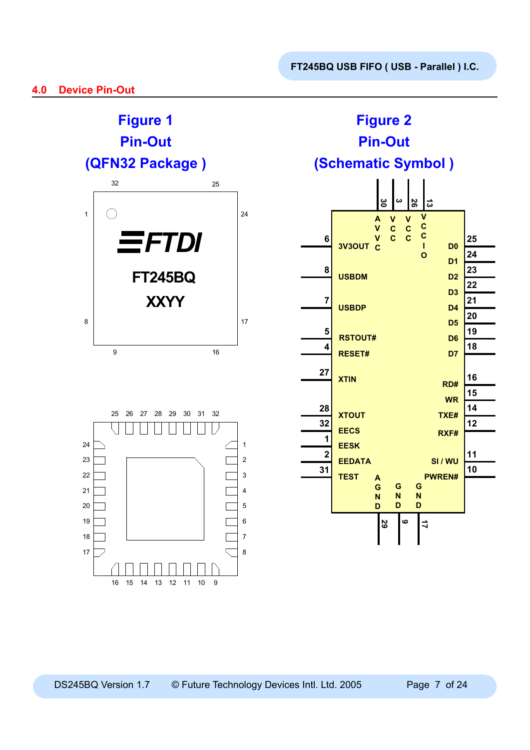## 4.0 Device Pin-Out

**Figure 1**
**Pin-Out**
**(QFN32 Package )**

**Figure 2**
**Pin-Out**
**(Schematic Symbol )**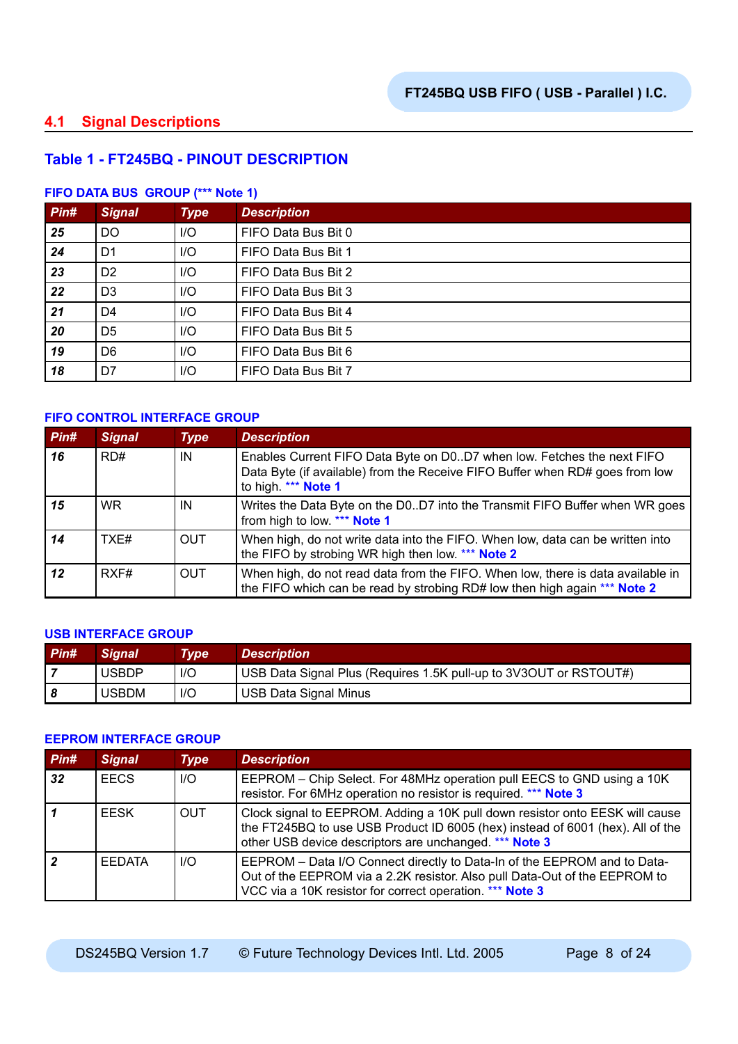## 4.1 Signal Descriptions

### Table 1 - FT245BQ - PINOUT DESCRIPTION

#### FIFO DATA BUS GROUP (*** Note 1)

| Pin# | Signal | Type | Description |
|---|---|---|---|
| 25 | DO | I/O | FIFO Data Bus Bit 0 |
| 24 | D1 | I/O | FIFO Data Bus Bit 1 |
| 23 | D2 | I/O | FIFO Data Bus Bit 2 |
| 22 | D3 | I/O | FIFO Data Bus Bit 3 |
| 21 | D4 | I/O | FIFO Data Bus Bit 4 |
| 20 | D5 | I/O | FIFO Data Bus Bit 5 |
| 19 | D6 | I/O | FIFO Data Bus Bit 6 |
| 18 | D7 | I/O | FIFO Data Bus Bit 7 |

#### FIFO CONTROL INTERFACE GROUP

| Pin# | Signal | Type | Description |
|---|---|---|---|
| 16 | RD# | IN | Enables Current FIFO Data Byte on D0..D7 when low. Fetches the next FIFO Data Byte (if available) from the Receive FIFO Buffer when RD# goes from low to high. *** Note 1 |
| 15 | WR | IN | Writes the Data Byte on the D0..D7 into the Transmit FIFO Buffer when WR goes from high to low. *** Note 1 |
| 14 | TXE# | OUT | When high, do not write data into the FIFO. When low, data can be written into the FIFO by strobing WR high then low. *** Note 2 |
| 12 | RXF# | OUT | When high, do not read data from the FIFO. When low, there is data available in the FIFO which can be read by strobing RD# low then high again *** Note 2 |

#### USB INTERFACE GROUP

| Pin# | Signal | Type | Description |
|---|---|---|---|
| 7 | USBDP | I/O | USB Data Signal Plus (Requires 1.5K pull-up to 3V3OUT or RSTOUT#) |
| 8 | USBDM | I/O | USB Data Signal Minus |

#### EEPROM INTERFACE GROUP

| Pin# | Signal | Type | Description |
|---|---|---|---|
| 32 | EECS | I/O | EEPROM – Chip Select. For 48MHz operation pull EECS to GND using a 10K resistor. For 6MHz operation no resistor is required. *** Note 3 |
| 1 | EESK | OUT | Clock signal to EEPROM. Adding a 10K pull down resistor onto EESK will cause the FT245BQ to use USB Product ID 6005 (hex) instead of 6001 (hex). All of the other USB device descriptors are unchanged. *** Note 3 |
| 2 | EEDATA | I/O | EEPROM – Data I/O Connect directly to Data-In of the EEPROM and to Data-Out of the EEPROM via a 2.2K resistor. Also pull Data-Out of the EEPROM to VCC via a 10K resistor for correct operation. *** Note 3 |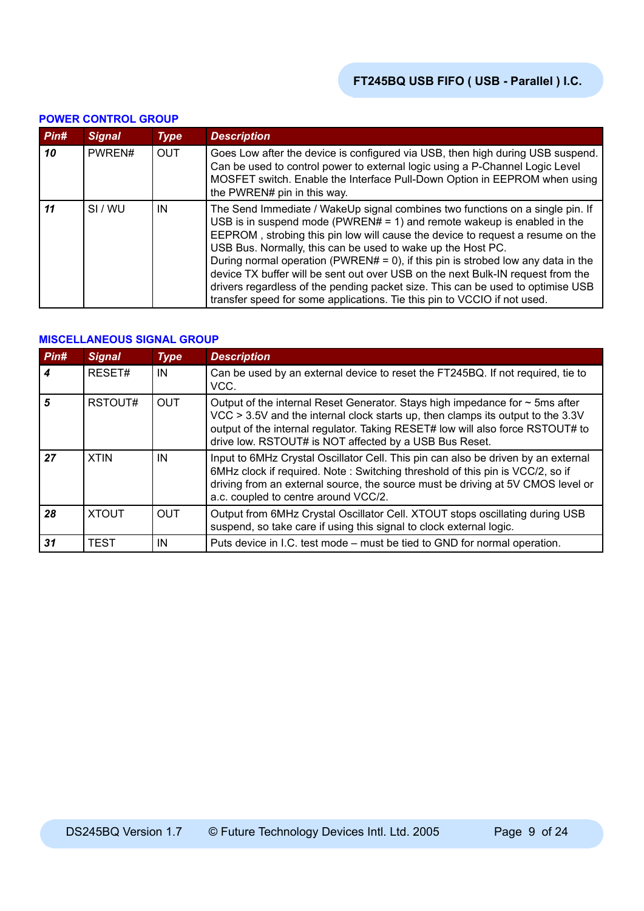## POWER CONTROL GROUP

| Pin# | Signal | Type | Description |
|---|---|---|---|
| 10 | PWREN# | OUT | Goes Low after the device is configured via USB, then high during USB suspend. Can be used to control power to external logic using a P-Channel Logic Level MOSFET switch. Enable the Interface Pull-Down Option in EEPROM when using the PWREN# pin in this way. |
| 11 | SI / WU | IN | The Send Immediate / WakeUp signal combines two functions on a single pin. If USB is in suspend mode (PWREN# = 1) and remote wakeup is enabled in the EEPROM , strobing this pin low will cause the device to request a resume on the USB Bus. Normally, this can be used to wake up the Host PC. During normal operation (PWREN# = 0), if this pin is strobed low any data in the device TX buffer will be sent out over USB on the next Bulk-IN request from the drivers regardless of the pending packet size. This can be used to optimise USB transfer speed for some applications. Tie this pin to VCCIO if not used. |

## MISCELLANEOUS SIGNAL GROUP

| Pin# | Signal | Type | Description |
|---|---|---|---|
| 4 | RESET# | IN | Can be used by an external device to reset the FT245BQ. If not required, tie to VCC. |
| 5 | RSTOUT# | OUT | Output of the internal Reset Generator. Stays high impedance for ~ 5ms after VCC > 3.5V and the internal clock starts up, then clamps its output to the 3.3V output of the internal regulator. Taking RESET# low will also force RSTOUT# to drive low. RSTOUT# is NOT affected by a USB Bus Reset. |
| 27 | XTIN | IN | Input to 6MHz Crystal Oscillator Cell. This pin can also be driven by an external 6MHz clock if required. Note : Switching threshold of this pin is VCC/2, so if driving from an external source, the source must be driving at 5V CMOS level or a.c. coupled to centre around VCC/2. |
| 28 | XTOUT | OUT | Output from 6MHz Crystal Oscillator Cell. XTOUT stops oscillating during USB suspend, so take care if using this signal to clock external logic. |
| 31 | TEST | IN | Puts device in I.C. test mode – must be tied to GND for normal operation. |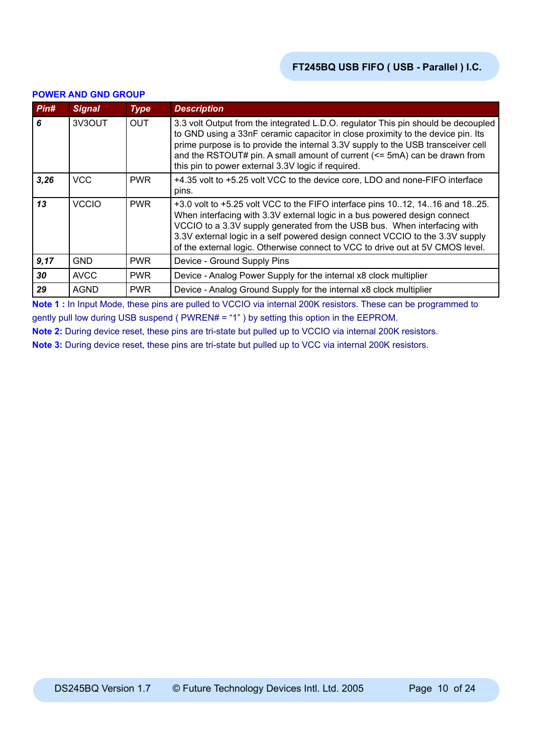### POWER AND GND GROUP

| *Pin#* | *Signal* | *Type* | *Description* |
|---|---|---|---|
| ***6*** | 3V3OUT | OUT | 3.3 volt Output from the integrated L.D.O. regulator This pin should be decoupled to GND using a 33nF ceramic capacitor in close proximity to the device pin. Its prime purpose is to provide the internal 3.3V supply to the USB transceiver cell and the RSTOUT# pin. A small amount of current (<= 5mA) can be drawn from this pin to power external 3.3V logic if required. |
| ***3,26*** | VCC | PWR | +4.35 volt to +5.25 volt VCC to the device core, LDO and none-FIFO interface pins. |
| ***13*** | VCCIO | PWR | +3.0 volt to +5.25 volt VCC to the FIFO interface pins 10..12, 14..16 and 18..25. When interfacing with 3.3V external logic in a bus powered design connect VCCIO to a 3.3V supply generated from the USB bus. When interfacing with 3.3V external logic in a self powered design connect VCCIO to the 3.3V supply of the external logic. Otherwise connect to VCC to drive out at 5V CMOS level. |
| ***9,17*** | GND | PWR | Device - Ground Supply Pins |
| ***30*** | AVCC | PWR | Device - Analog Power Supply for the internal x8 clock multiplier |
| ***29*** | AGND | PWR | Device - Analog Ground Supply for the internal x8 clock multiplier |

**Note 1 :** In Input Mode, these pins are pulled to VCCIO via internal 200K resistors. These can be programmed to gently pull low during USB suspend ( PWREN# = “1” ) by setting this option in the EEPROM.

**Note 2:** During device reset, these pins are tri-state but pulled up to VCCIO via internal 200K resistors.

**Note 3:** During device reset, these pins are tri-state but pulled up to VCC via internal 200K resistors.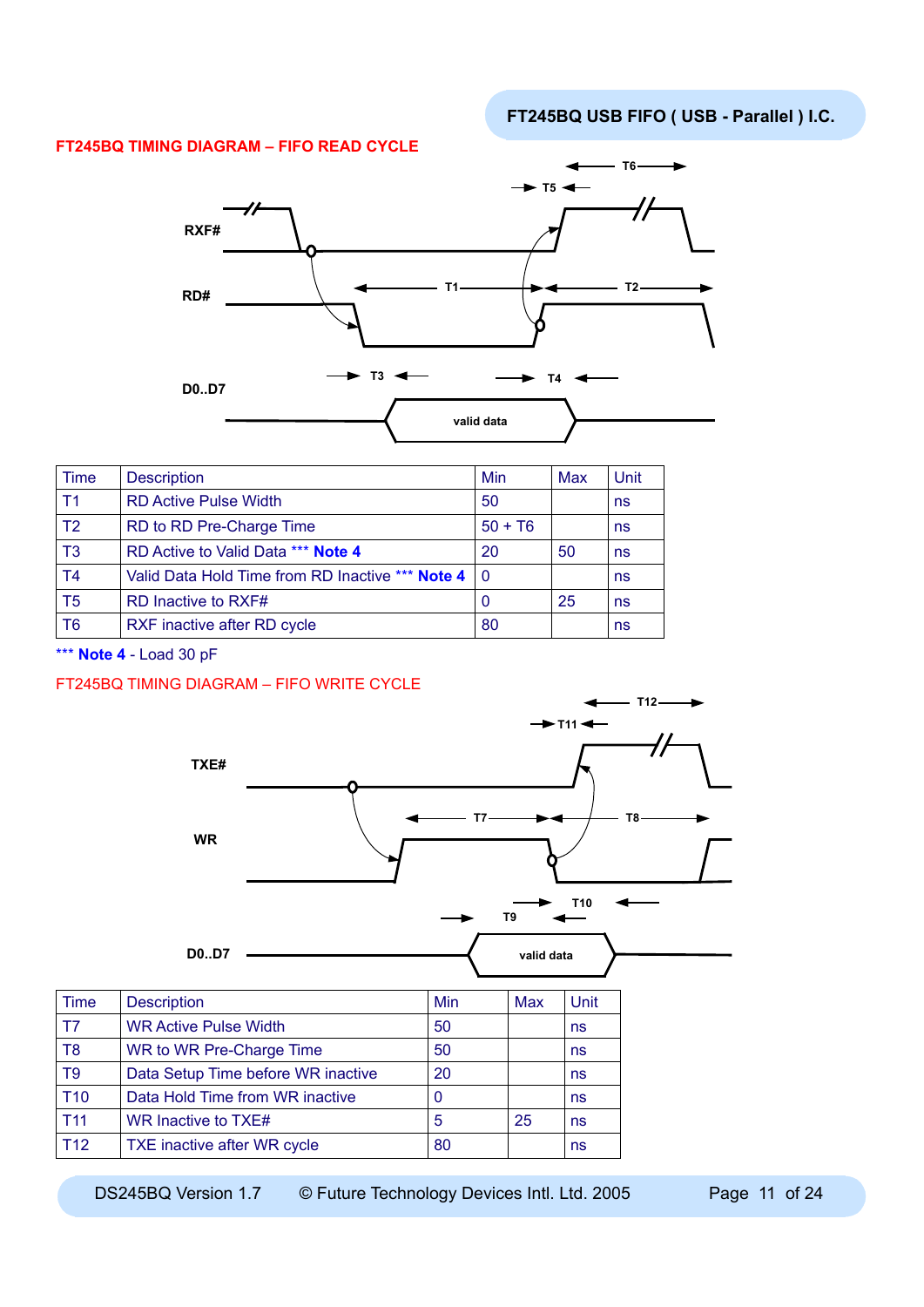## FT245BQ TIMING DIAGRAM – FIFO READ CYCLE

| Time | Description | Min | Max | Unit |
|---|---|---|---|---|
| T1 | RD Active Pulse Width | 50 | | ns |
| T2 | RD to RD Pre-Charge Time | 50 + T6 | | ns |
| T3 | RD Active to Valid Data *** **Note 4** | 20 | 50 | ns |
| T4 | Valid Data Hold Time from RD Inactive *** **Note 4** | 0 | | ns |
| T5 | RD Inactive to RXF# | 0 | 25 | ns |
| T6 | RXF inactive after RD cycle | 80 | | ns |

*** **Note 4** - Load 30 pF

## FT245BQ TIMING DIAGRAM – FIFO WRITE CYCLE

| Time | Description | Min | Max | Unit |
|---|---|---|---|---|
| T7 | WR Active Pulse Width | 50 | | ns |
| T8 | WR to WR Pre-Charge Time | 50 | | ns |
| T9 | Data Setup Time before WR inactive | 20 | | ns |
| T10 | Data Hold Time from WR inactive | 0 | | ns |
| T11 | WR Inactive to TXE# | 5 | 25 | ns |
| T12 | TXE inactive after WR cycle | 80 | | ns |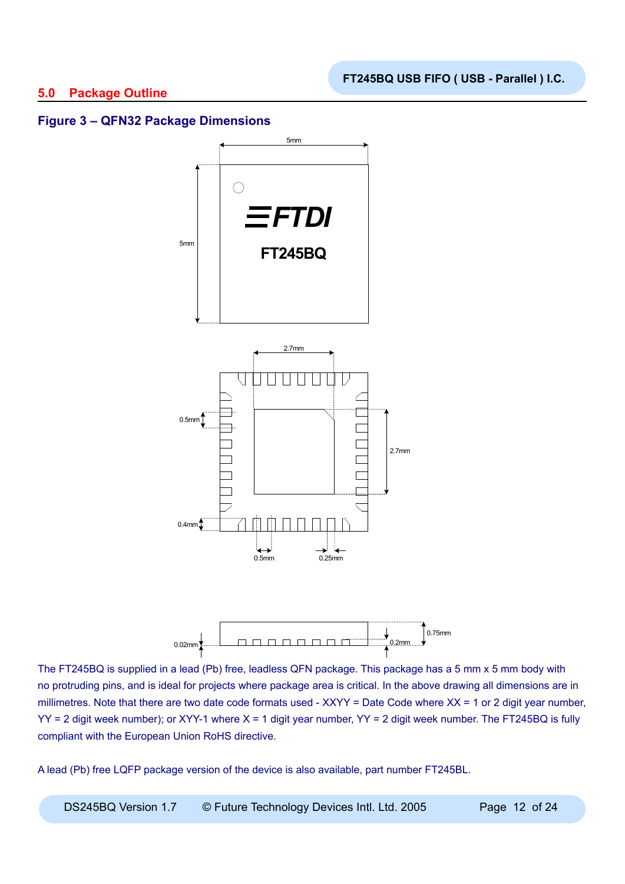## 5.0 Package Outline

### Figure 3 – QFN32 Package Dimensions

The FT245BQ is supplied in a lead (Pb) free, leadless QFN package. This package has a 5 mm x 5 mm body with no protruding pins, and is ideal for projects where package area is critical. In the above drawing all dimensions are in millimetres. Note that there are two date code formats used - XXYY = Date Code where XX = 1 or 2 digit year number, YY = 2 digit week number); or XYY-1 where X = 1 digit year number, YY = 2 digit week number. The FT245BQ is fully compliant with the European Union RoHS directive.

A lead (Pb) free LQFP package version of the device is also available, part number FT245BL.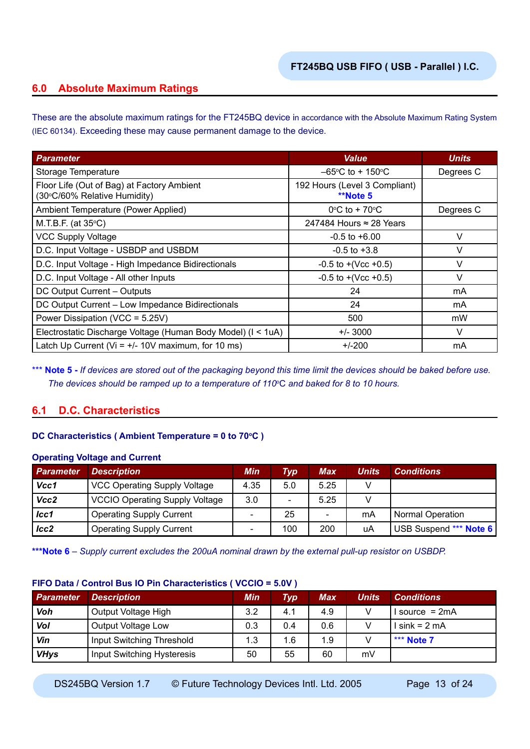## 6.0 Absolute Maximum Ratings

These are the absolute maximum ratings for the FT245BQ device in accordance with the Absolute Maximum Rating System (IEC 60134). Exceeding these may cause permanent damage to the device.

| Parameter | Value | Units |
|---|---|---|
| Storage Temperature | –65°C to + 150°C | Degrees C |
| Floor Life (Out of Bag) at Factory Ambient (30°C/60% Relative Humidity) | 192 Hours (Level 3 Compliant) **Note 5 | |
| Ambient Temperature (Power Applied) | 0°C to + 70°C | Degrees C |
| M.T.B.F. (at 35°C) | 247484 Hours ≈ 28 Years | |
| VCC Supply Voltage | -0.5 to +6.00 | V |
| D.C. Input Voltage - USBDP and USBDM | -0.5 to +3.8 | V |
| D.C. Input Voltage - High Impedance Bidirectionals | -0.5 to +(Vcc +0.5) | V |
| D.C. Input Voltage - All other Inputs | -0.5 to +(Vcc +0.5) | V |
| DC Output Current – Outputs | 24 | mA |
| DC Output Current – Low Impedance Bidirectionals | 24 | mA |
| Power Dissipation (VCC = 5.25V) | 500 | mW |
| Electrostatic Discharge Voltage (Human Body Model) (I < 1uA) | +/- 3000 | V |
| Latch Up Current (Vi = +/- 10V maximum, for 10 ms) | +/-200 | mA |

*** **Note 5** - *If devices are stored out of the packaging beyond this time limit the devices should be baked before use. The devices should be ramped up to a temperature of 110°C and baked for 8 to 10 hours.*

## 6.1 D.C. Characteristics

**DC Characteristics ( Ambient Temperature = 0 to 70°C )**

**Operating Voltage and Current**

| Parameter | Description | Min | Typ | Max | Units | Conditions |
|---|---|---|---|---|---|---|
| ***Vcc1*** | VCC Operating Supply Voltage | 4.35 | 5.0 | 5.25 | V | |
| ***Vcc2*** | VCCIO Operating Supply Voltage | 3.0 | - | 5.25 | V | |
| ***Icc1*** | Operating Supply Current | - | 25 | - | mA | Normal Operation |
| ***Icc2*** | Operating Supply Current | - | 100 | 200 | uA | USB Suspend *** Note 6 |

***Note 6 – *Supply current excludes the 200uA nominal drawn by the external pull-up resistor on USBDP.*

**FIFO Data / Control Bus IO Pin Characteristics ( VCCIO = 5.0V )**

| Parameter | Description | Min | Typ | Max | Units | Conditions |
|---|---|---|---|---|---|---|
| ***Voh*** | Output Voltage High | 3.2 | 4.1 | 4.9 | V | I source = 2mA |
| ***Vol*** | Output Voltage Low | 0.3 | 0.4 | 0.6 | V | I sink = 2 mA |
| ***Vin*** | Input Switching Threshold | 1.3 | 1.6 | 1.9 | V | *** Note 7 |
| ***VHys*** | Input Switching Hysteresis | 50 | 55 | 60 | mV | |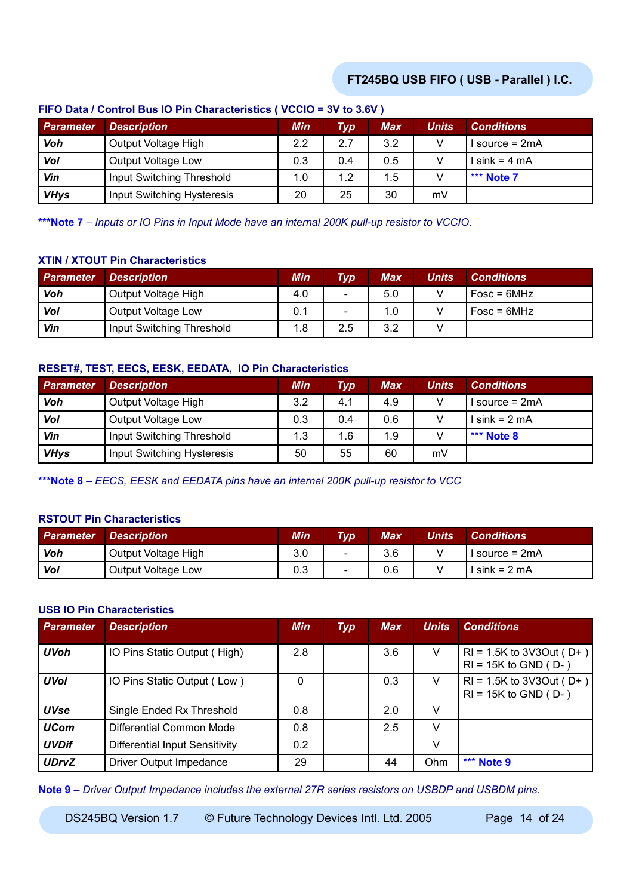### FIFO Data / Control Bus IO Pin Characteristics ( VCCIO = 3V to 3.6V )

| Parameter | Description | Min | Typ | Max | Units | Conditions |
|---|---|---|---|---|---|---|
| **Voh** | Output Voltage High | 2.2 | 2.7 | 3.2 | V | I source = 2mA |
| **Vol** | Output Voltage Low | 0.3 | 0.4 | 0.5 | V | I sink = 4 mA |
| **Vin** | Input Switching Threshold | 1.0 | 1.2 | 1.5 | V | *** Note 7 |
| **VHys** | Input Switching Hysteresis | 20 | 25 | 30 | mV | |

***Note 7** – *Inputs or IO Pins in Input Mode have an internal 200K pull-up resistor to VCCIO.*

### XTIN / XTOUT Pin Characteristics

| Parameter | Description | Min | Typ | Max | Units | Conditions |
|---|---|---|---|---|---|---|
| **Voh** | Output Voltage High | 4.0 | - | 5.0 | V | Fosc = 6MHz |
| **Vol** | Output Voltage Low | 0.1 | - | 1.0 | V | Fosc = 6MHz |
| **Vin** | Input Switching Threshold | 1.8 | 2.5 | 3.2 | V | |

### RESET#, TEST, EECS, EESK, EEDATA, IO Pin Characteristics

| Parameter | Description | Min | Typ | Max | Units | Conditions |
|---|---|---|---|---|---|---|
| **Voh** | Output Voltage High | 3.2 | 4.1 | 4.9 | V | I source = 2mA |
| **Vol** | Output Voltage Low | 0.3 | 0.4 | 0.6 | V | I sink = 2 mA |
| **Vin** | Input Switching Threshold | 1.3 | 1.6 | 1.9 | V | *** Note 8 |
| **VHys** | Input Switching Hysteresis | 50 | 55 | 60 | mV | |

***Note 8** – *EECS, EESK and EEDATA pins have an internal 200K pull-up resistor to VCC*

### RSTOUT Pin Characteristics

| Parameter | Description | Min | Typ | Max | Units | Conditions |
|---|---|---|---|---|---|---|
| **Voh** | Output Voltage High | 3.0 | - | 3.6 | V | I source = 2mA |
| **Vol** | Output Voltage Low | 0.3 | - | 0.6 | V | I sink = 2 mA |

### USB IO Pin Characteristics

| Parameter | Description | Min | Typ | Max | Units | Conditions |
|---|---|---|---|---|---|---|
| **UVoh** | IO Pins Static Output ( High) | 2.8 | | 3.6 | V | Rl = 1.5K to 3V3Out ( D+ ) Rl = 15K to GND ( D- ) |
| **UVol** | IO Pins Static Output ( Low ) | 0 | | 0.3 | V | Rl = 1.5K to 3V3Out ( D+ ) Rl = 15K to GND ( D- ) |
| **UVse** | Single Ended Rx Threshold | 0.8 | | 2.0 | V | |
| **UCom** | Differential Common Mode | 0.8 | | 2.5 | V | |
| **UVDif** | Differential Input Sensitivity | 0.2 | | | V | |
| **UDrvZ** | Driver Output Impedance | 29 | | 44 | Ohm | *** Note 9 |

**Note 9** – *Driver Output Impedance includes the external 27R series resistors on USBDP and USBDM pins.*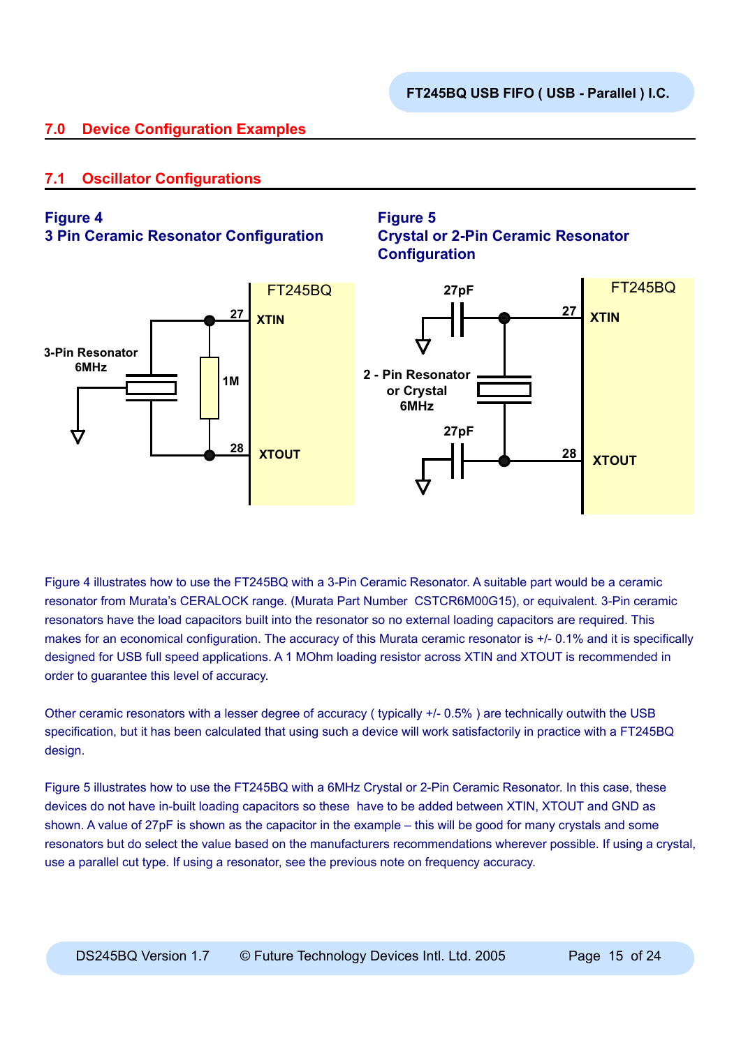## 7.0 Device Configuration Examples

### 7.1 Oscillator Configurations

**Figure 4**
**3 Pin Ceramic Resonator Configuration**

**Figure 5**
**Crystal or 2-Pin Ceramic Resonator Configuration**

Figure 4 illustrates how to use the FT245BQ with a 3-Pin Ceramic Resonator. A suitable part would be a ceramic resonator from Murata's CERALOCK range. (Murata Part Number CSTCR6M00G15), or equivalent. 3-Pin ceramic resonators have the load capacitors built into the resonator so no external loading capacitors are required. This makes for an economical configuration. The accuracy of this Murata ceramic resonator is +/- 0.1% and it is specifically designed for USB full speed applications. A 1 MOhm loading resistor across XTIN and XTOUT is recommended in order to guarantee this level of accuracy.

Other ceramic resonators with a lesser degree of accuracy ( typically +/- 0.5% ) are technically outwith the USB specification, but it has been calculated that using such a device will work satisfactorily in practice with a FT245BQ design.

Figure 5 illustrates how to use the FT245BQ with a 6MHz Crystal or 2-Pin Ceramic Resonator. In this case, these devices do not have in-built loading capacitors so these have to be added between XTIN, XTOUT and GND as shown. A value of 27pF is shown as the capacitor in the example – this will be good for many crystals and some resonators but do select the value based on the manufacturers recommendations wherever possible. If using a crystal, use a parallel cut type. If using a resonator, see the previous note on frequency accuracy.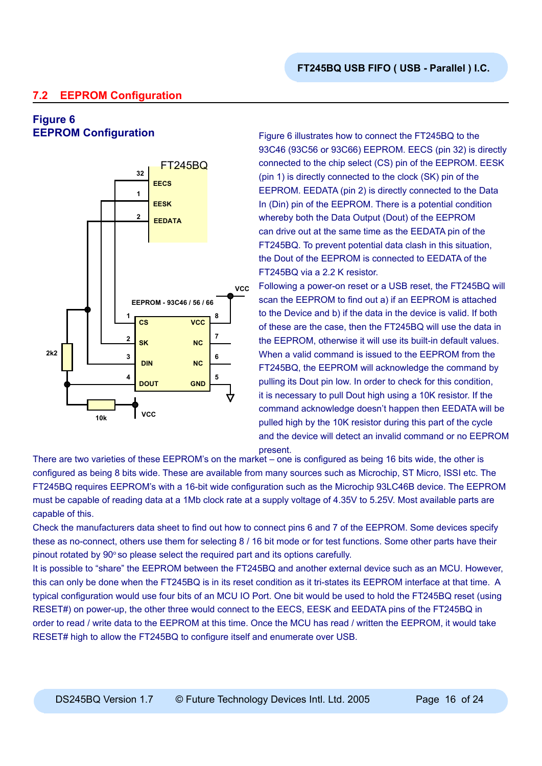## 7.2 EEPROM Configuration

**Figure 6**
**EEPROM Configuration**

Figure 6 illustrates how to connect the FT245BQ to the 93C46 (93C56 or 93C66) EEPROM. EECS (pin 32) is directly connected to the chip select (CS) pin of the EEPROM. EESK (pin 1) is directly connected to the clock (SK) pin of the EEPROM. EEDATA (pin 2) is directly connected to the Data In (Din) pin of the EEPROM. There is a potential condition whereby both the Data Output (Dout) of the EEPROM can drive out at the same time as the EEDATA pin of the FT245BQ. To prevent potential data clash in this situation, the Dout of the EEPROM is connected to EEDATA of the FT245BQ via a 2.2 K resistor.

Following a power-on reset or a USB reset, the FT245BQ will scan the EEPROM to find out a) if an EEPROM is attached to the Device and b) if the data in the device is valid. If both of these are the case, then the FT245BQ will use the data in the EEPROM, otherwise it will use its built-in default values. When a valid command is issued to the EEPROM from the FT245BQ, the EEPROM will acknowledge the command by pulling its Dout pin low. In order to check for this condition, it is necessary to pull Dout high using a 10K resistor. If the command acknowledge doesn't happen then EEDATA will be pulled high by the 10K resistor during this part of the cycle and the device will detect an invalid command or no EEPROM present.

There are two varieties of these EEPROM's on the market – one is configured as being 16 bits wide, the other is configured as being 8 bits wide. These are available from many sources such as Microchip, ST Micro, ISSI etc. The FT245BQ requires EEPROM's with a 16-bit wide configuration such as the Microchip 93LC46B device. The EEPROM must be capable of reading data at a 1Mb clock rate at a supply voltage of 4.35V to 5.25V. Most available parts are capable of this.

Check the manufacturers data sheet to find out how to connect pins 6 and 7 of the EEPROM. Some devices specify these as no-connect, others use them for selecting 8 / 16 bit mode or for test functions. Some other parts have their pinout rotated by 90° so please select the required part and its options carefully.

It is possible to "share" the EEPROM between the FT245BQ and another external device such as an MCU. However, this can only be done when the FT245BQ is in its reset condition as it tri-states its EEPROM interface at that time. A typical configuration would use four bits of an MCU IO Port. One bit would be used to hold the FT245BQ reset (using RESET#) on power-up, the other three would connect to the EECS, EESK and EEDATA pins of the FT245BQ in order to read / write data to the EEPROM at this time. Once the MCU has read / written the EEPROM, it would take RESET# high to allow the FT245BQ to configure itself and enumerate over USB.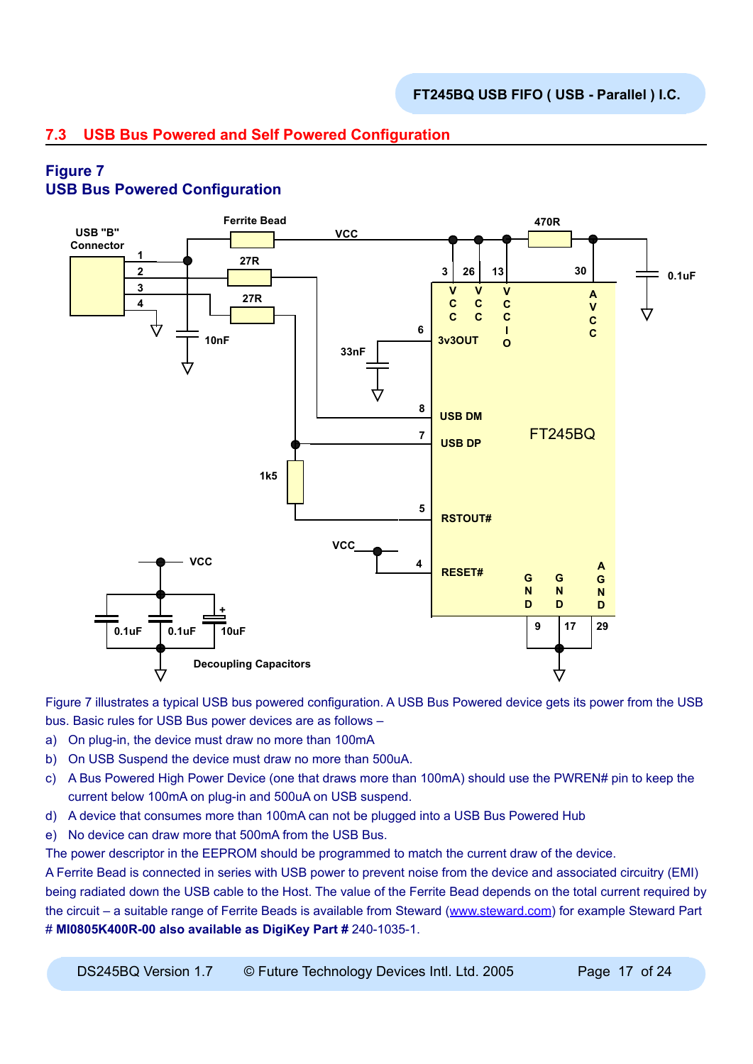## 7.3 USB Bus Powered and Self Powered Configuration

### Figure 7
### USB Bus Powered Configuration

Figure 7 illustrates a typical USB bus powered configuration. A USB Bus Powered device gets its power from the USB bus. Basic rules for USB Bus power devices are as follows –

a) On plug-in, the device must draw no more than 100mA
b) On USB Suspend the device must draw no more than 500uA.
c) A Bus Powered High Power Device (one that draws more than 100mA) should use the PWREN# pin to keep the current below 100mA on plug-in and 500uA on USB suspend.
d) A device that consumes more than 100mA can not be plugged into a USB Bus Powered Hub
e) No device can draw more that 500mA from the USB Bus.

The power descriptor in the EEPROM should be programmed to match the current draw of the device.

A Ferrite Bead is connected in series with USB power to prevent noise from the device and associated circuitry (EMI) being radiated down the USB cable to the Host. The value of the Ferrite Bead depends on the total current required by the circuit – a suitable range of Ferrite Beads is available from Steward (www.steward.com) for example Steward Part # **MI0805K400R-00 also available as DigiKey Part #** 240-1035-1.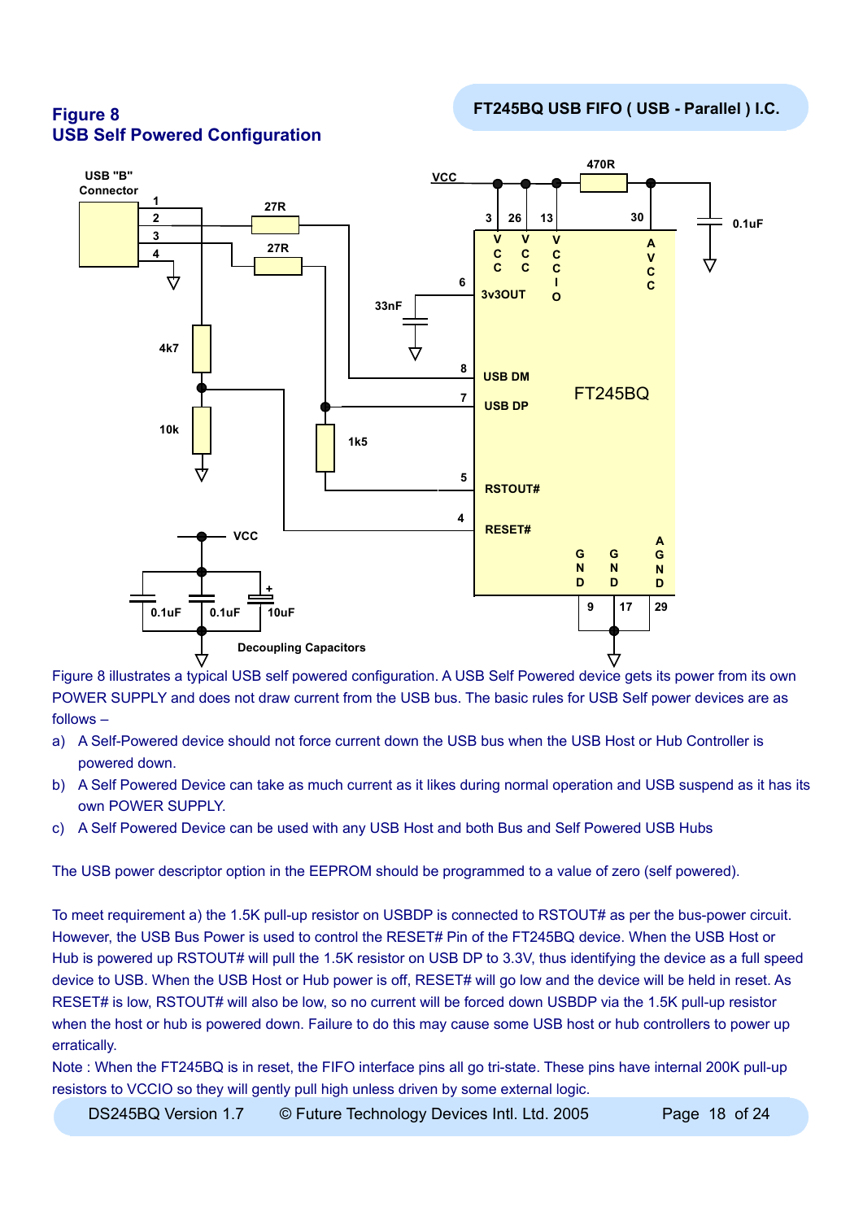## Figure 8
## USB Self Powered Configuration

Figure 8 illustrates a typical USB self powered configuration. A USB Self Powered device gets its power from its own POWER SUPPLY and does not draw current from the USB bus. The basic rules for USB Self power devices are as follows –

a) A Self-Powered device should not force current down the USB bus when the USB Host or Hub Controller is powered down.
b) A Self Powered Device can take as much current as it likes during normal operation and USB suspend as it has its own POWER SUPPLY.
c) A Self Powered Device can be used with any USB Host and both Bus and Self Powered USB Hubs

The USB power descriptor option in the EEPROM should be programmed to a value of zero (self powered).

To meet requirement a) the 1.5K pull-up resistor on USBDP is connected to RSTOUT# as per the bus-power circuit. However, the USB Bus Power is used to control the RESET# Pin of the FT245BQ device. When the USB Host or Hub is powered up RSTOUT# will pull the 1.5K resistor on USB DP to 3.3V, thus identifying the device as a full speed device to USB. When the USB Host or Hub power is off, RESET# will go low and the device will be held in reset. As RESET# is low, RSTOUT# will also be low, so no current will be forced down USBDP via the 1.5K pull-up resistor when the host or hub is powered down. Failure to do this may cause some USB host or hub controllers to power up erratically.
Note : When the FT245BQ is in reset, the FIFO interface pins all go tri-state. These pins have internal 200K pull-up resistors to VCCIO so they will gently pull high unless driven by some external logic.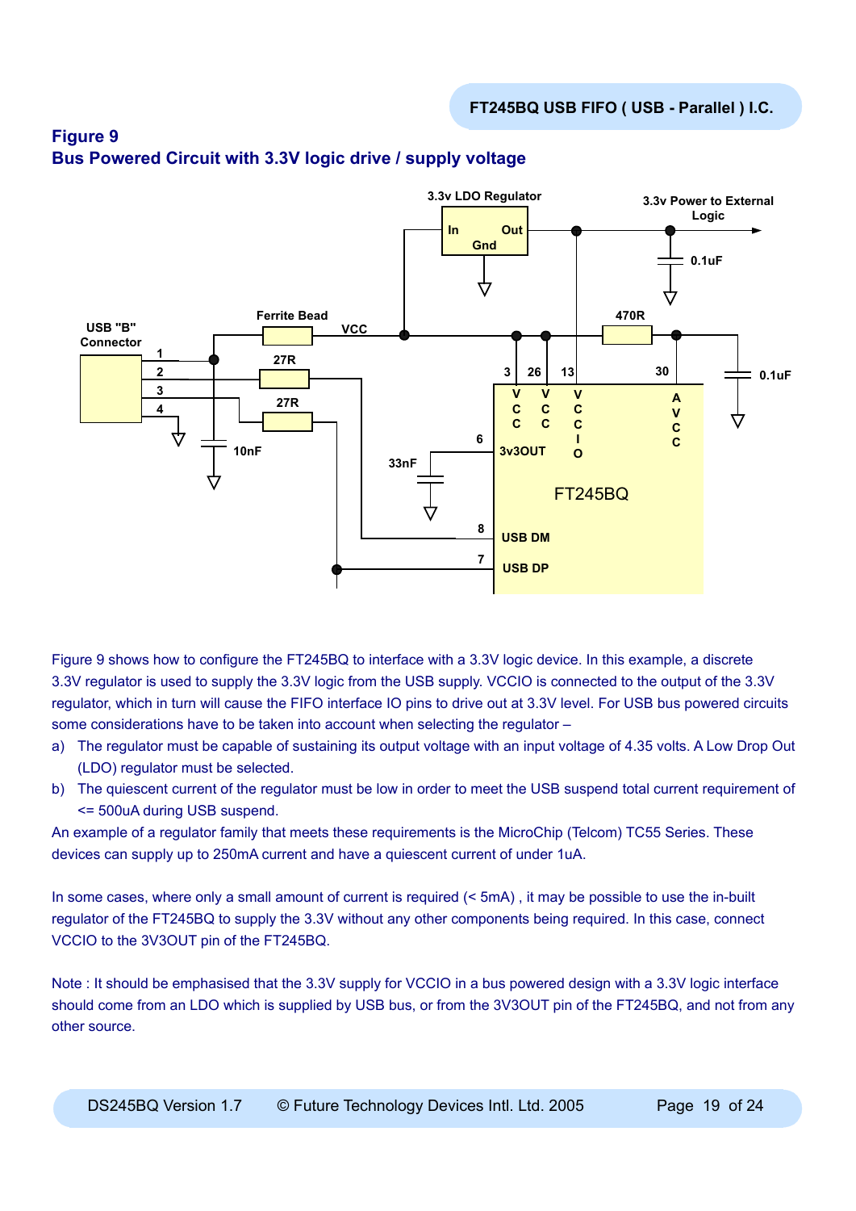## Figure 9
## Bus Powered Circuit with 3.3V logic drive / supply voltage

Figure 9 shows how to configure the FT245BQ to interface with a 3.3V logic device. In this example, a discrete 3.3V regulator is used to supply the 3.3V logic from the USB supply. VCCIO is connected to the output of the 3.3V regulator, which in turn will cause the FIFO interface IO pins to drive out at 3.3V level. For USB bus powered circuits some considerations have to be taken into account when selecting the regulator –

a) The regulator must be capable of sustaining its output voltage with an input voltage of 4.35 volts. A Low Drop Out (LDO) regulator must be selected.
b) The quiescent current of the regulator must be low in order to meet the USB suspend total current requirement of <= 500uA during USB suspend.

An example of a regulator family that meets these requirements is the MicroChip (Telcom) TC55 Series. These devices can supply up to 250mA current and have a quiescent current of under 1uA.

In some cases, where only a small amount of current is required (< 5mA) , it may be possible to use the in-built regulator of the FT245BQ to supply the 3.3V without any other components being required. In this case, connect VCCIO to the 3V3OUT pin of the FT245BQ.

Note : It should be emphasised that the 3.3V supply for VCCIO in a bus powered design with a 3.3V logic interface should come from an LDO which is supplied by USB bus, or from the 3V3OUT pin of the FT245BQ, and not from any other source.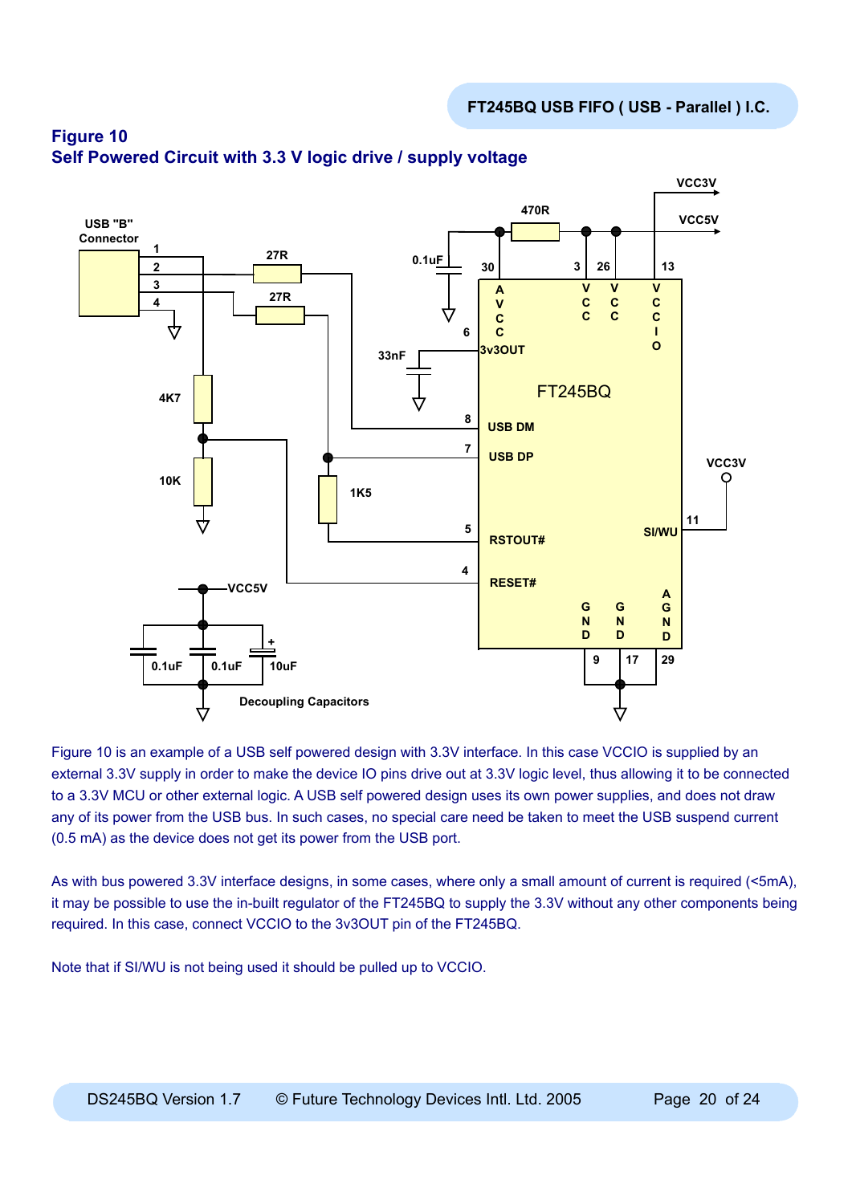## Figure 10
## Self Powered Circuit with 3.3 V logic drive / supply voltage

Figure 10 is an example of a USB self powered design with 3.3V interface. In this case VCCIO is supplied by an external 3.3V supply in order to make the device IO pins drive out at 3.3V logic level, thus allowing it to be connected to a 3.3V MCU or other external logic. A USB self powered design uses its own power supplies, and does not draw any of its power from the USB bus. In such cases, no special care need be taken to meet the USB suspend current (0.5 mA) as the device does not get its power from the USB port.

As with bus powered 3.3V interface designs, in some cases, where only a small amount of current is required (<5mA), it may be possible to use the in-built regulator of the FT245BQ to supply the 3.3V without any other components being required. In this case, connect VCCIO to the 3v3OUT pin of the FT245BQ.

Note that if SI/WU is not being used it should be pulled up to VCCIO.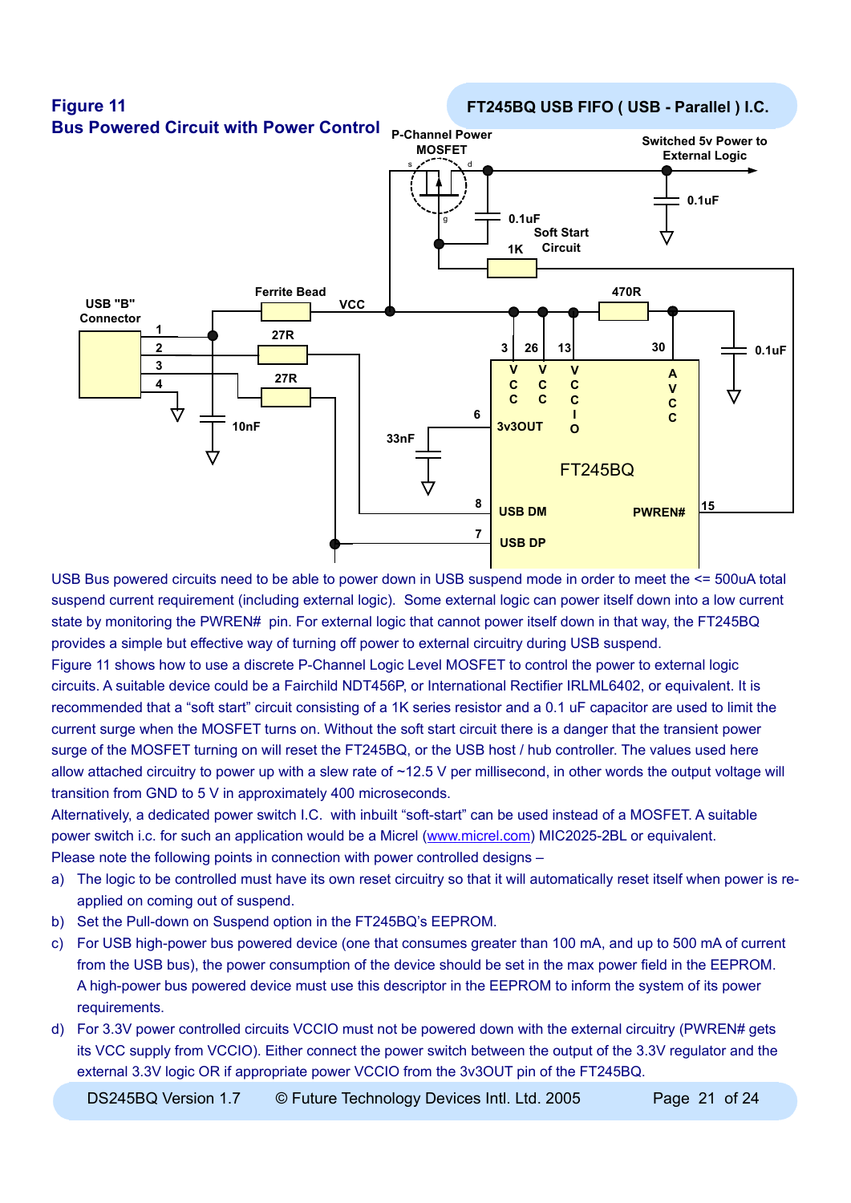# Figure 11
## Bus Powered Circuit with Power Control

USB Bus powered circuits need to be able to power down in USB suspend mode in order to meet the <= 500uA total suspend current requirement (including external logic). Some external logic can power itself down into a low current state by monitoring the PWREN# pin. For external logic that cannot power itself down in that way, the FT245BQ provides a simple but effective way of turning off power to external circuitry during USB suspend.

Figure 11 shows how to use a discrete P-Channel Logic Level MOSFET to control the power to external logic circuits. A suitable device could be a Fairchild NDT456P, or International Rectifier IRLML6402, or equivalent. It is recommended that a "soft start" circuit consisting of a 1K series resistor and a 0.1 uF capacitor are used to limit the current surge when the MOSFET turns on. Without the soft start circuit there is a danger that the transient power surge of the MOSFET turning on will reset the FT245BQ, or the USB host / hub controller. The values used here allow attached circuitry to power up with a slew rate of ~12.5 V per millisecond, in other words the output voltage will transition from GND to 5 V in approximately 400 microseconds.

Alternatively, a dedicated power switch I.C. with inbuilt "soft-start" can be used instead of a MOSFET. A suitable power switch i.c. for such an application would be a Micrel (www.micrel.com) MIC2025-2BL or equivalent.

Please note the following points in connection with power controlled designs –

a) The logic to be controlled must have its own reset circuitry so that it will automatically reset itself when power is re-applied on coming out of suspend.
b) Set the Pull-down on Suspend option in the FT245BQ's EEPROM.
c) For USB high-power bus powered device (one that consumes greater than 100 mA, and up to 500 mA of current from the USB bus), the power consumption of the device should be set in the max power field in the EEPROM. A high-power bus powered device must use this descriptor in the EEPROM to inform the system of its power requirements.
d) For 3.3V power controlled circuits VCCIO must not be powered down with the external circuitry (PWREN# gets its VCC supply from VCCIO). Either connect the power switch between the output of the 3.3V regulator and the external 3.3V logic OR if appropriate power VCCIO from the 3v3OUT pin of the FT245BQ.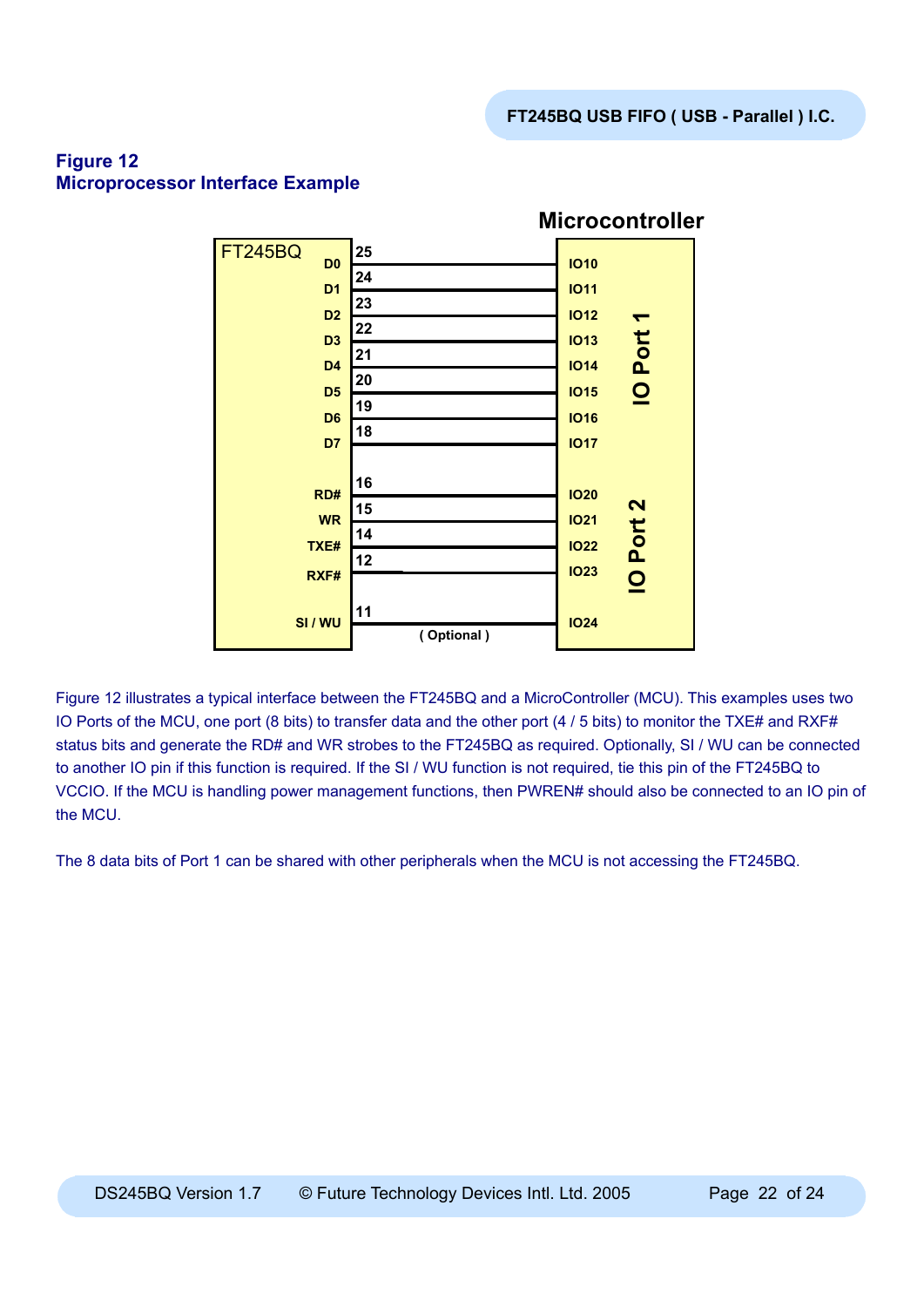## Figure 12
## Microprocessor Interface Example

| FT245BQ Signal | FT245BQ Pin | Microcontroller Pin | Microcontroller Port |
| --- | --- | --- | --- |
| D0 | 25 | IO10 | IO Port 1 |
| D1 | 24 | IO11 | IO Port 1 |
| D2 | 23 | IO12 | IO Port 1 |
| D3 | 22 | IO13 | IO Port 1 |
| D4 | 21 | IO14 | IO Port 1 |
| D5 | 20 | IO15 | IO Port 1 |
| D6 | 19 | IO16 | IO Port 1 |
| D7 | 18 | IO17 | IO Port 1 |
| RD# | 16 | IO20 | IO Port 2 |
| WR | 15 | IO21 | IO Port 2 |
| TXE# | 14 | IO22 | IO Port 2 |
| RXF# | 12 | IO23 | IO Port 2 |
| SI / WU | 11 ( Optional ) | IO24 | IO Port 2 |

Figure 12 illustrates a typical interface between the FT245BQ and a MicroController (MCU). This examples uses two IO Ports of the MCU, one port (8 bits) to transfer data and the other port (4 / 5 bits) to monitor the TXE# and RXF# status bits and generate the RD# and WR strobes to the FT245BQ as required. Optionally, SI / WU can be connected to another IO pin if this function is required. If the SI / WU function is not required, tie this pin of the FT245BQ to VCCIO. If the MCU is handling power management functions, then PWREN# should also be connected to an IO pin of the MCU.

The 8 data bits of Port 1 can be shared with other peripherals when the MCU is not accessing the FT245BQ.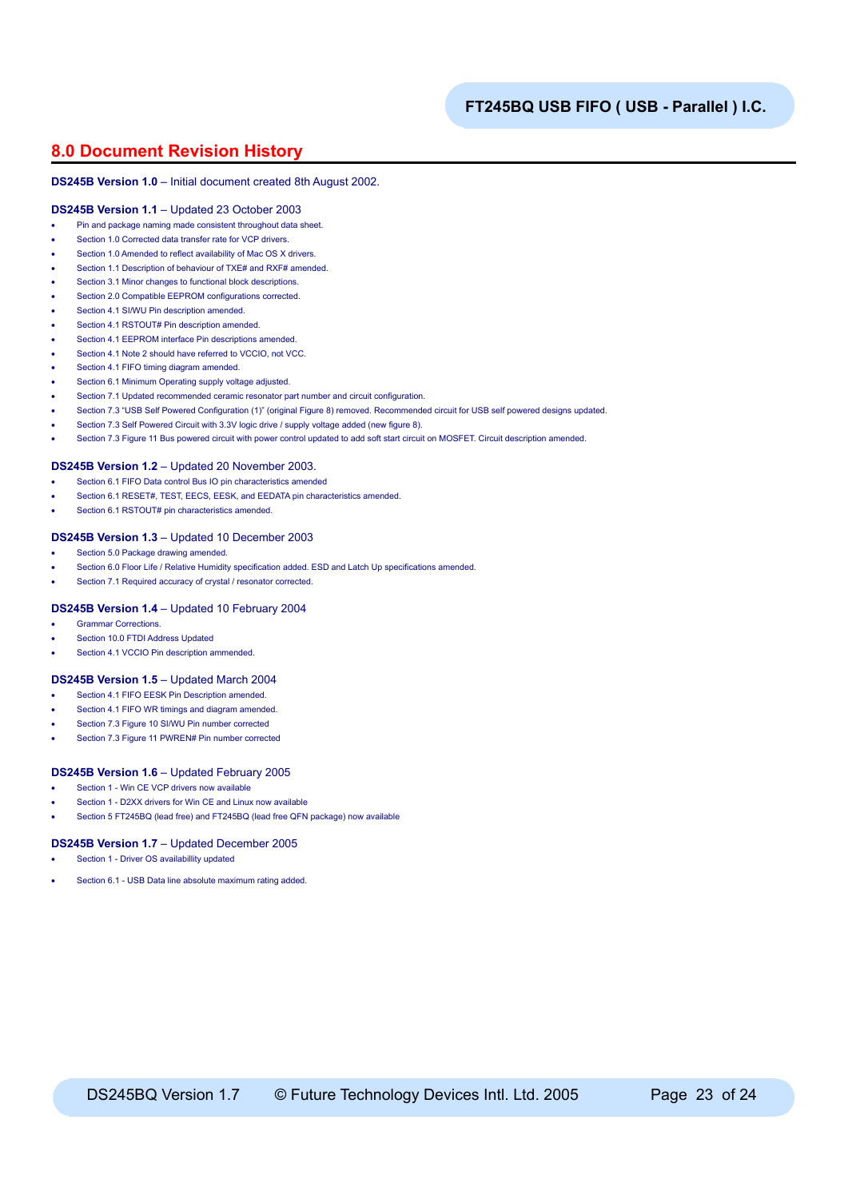## 8.0 Document Revision History

**DS245B Version 1.0** – Initial document created 8th August 2002.

**DS245B Version 1.1** – Updated 23 October 2003

- Pin and package naming made consistent throughout data sheet.
- Section 1.0 Corrected data transfer rate for VCP drivers.
- Section 1.0 Amended to reflect availability of Mac OS X drivers.
- Section 1.1 Description of behaviour of TXE# and RXF# amended.
- Section 3.1 Minor changes to functional block descriptions.
- Section 2.0 Compatible EEPROM configurations corrected.
- Section 4.1 SI/WU Pin description amended.
- Section 4.1 RSTOUT# Pin description amended.
- Section 4.1 EEPROM interface Pin descriptions amended.
- Section 4.1 Note 2 should have referred to VCCIO, not VCC.
- Section 4.1 FIFO timing diagram amended.
- Section 6.1 Minimum Operating supply voltage adjusted.
- Section 7.1 Updated recommended ceramic resonator part number and circuit configuration.
- Section 7.3 "USB Self Powered Configuration (1)" (original Figure 8) removed. Recommended circuit for USB self powered designs updated.
- Section 7.3 Self Powered Circuit with 3.3V logic drive / supply voltage added (new figure 8).
- Section 7.3 Figure 11 Bus powered circuit with power control updated to add soft start circuit on MOSFET. Circuit description amended.

**DS245B Version 1.2** – Updated 20 November 2003.

- Section 6.1 FIFO Data control Bus IO pin characteristics amended
- Section 6.1 RESET#, TEST, EECS, EESK, and EEDATA pin characteristics amended.
- Section 6.1 RSTOUT# pin characteristics amended.

**DS245B Version 1.3** – Updated 10 December 2003

- Section 5.0 Package drawing amended.
- Section 6.0 Floor Life / Relative Humidity specification added. ESD and Latch Up specifications amended.
- Section 7.1 Required accuracy of crystal / resonator corrected.

**DS245B Version 1.4** – Updated 10 February 2004

- Grammar Corrections.
- Section 10.0 FTDI Address Updated
- Section 4.1 VCCIO Pin description ammended.

**DS245B Version 1.5** – Updated March 2004

- Section 4.1 FIFO EESK Pin Description amended.
- Section 4.1 FIFO WR timings and diagram amended.
- Section 7.3 Figure 10 SI/WU Pin number corrected
- Section 7.3 Figure 11 PWREN# Pin number corrected

**DS245B Version 1.6** – Updated February 2005

- Section 1 - Win CE VCP drivers now available
- Section 1 - D2XX drivers for Win CE and Linux now available
- Section 5 FT245BQ (lead free) and FT245BQ (lead free QFN package) now available

**DS245B Version 1.7** – Updated December 2005

- Section 1 - Driver OS availabillity updated
- Section 6.1 - USB Data line absolute maximum rating added.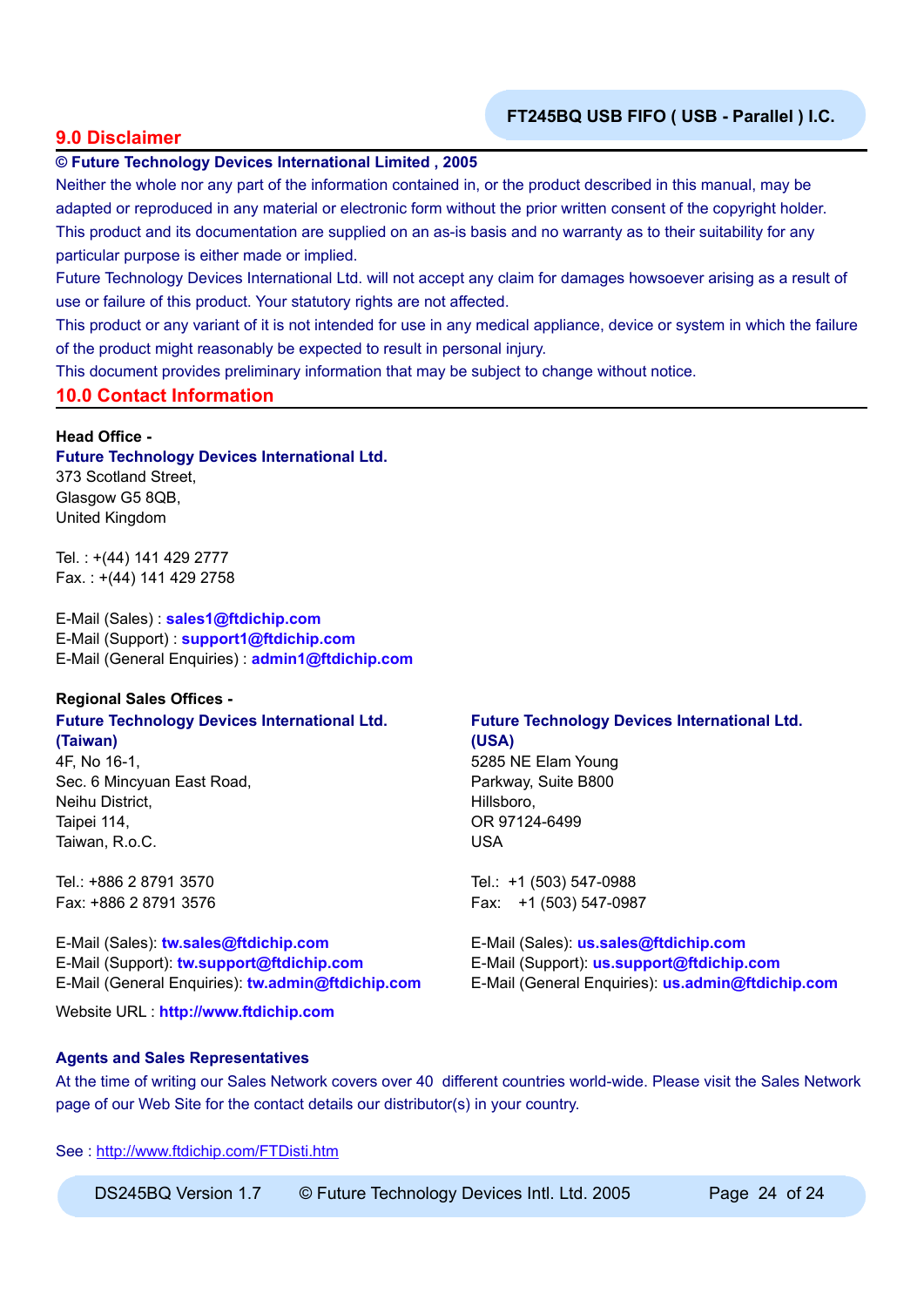## 9.0 Disclaimer

**© Future Technology Devices International Limited , 2005**

Neither the whole nor any part of the information contained in, or the product described in this manual, may be adapted or reproduced in any material or electronic form without the prior written consent of the copyright holder.

This product and its documentation are supplied on an as-is basis and no warranty as to their suitability for any particular purpose is either made or implied.

Future Technology Devices International Ltd. will not accept any claim for damages howsoever arising as a result of use or failure of this product. Your statutory rights are not affected.

This product or any variant of it is not intended for use in any medical appliance, device or system in which the failure of the product might reasonably be expected to result in personal injury.

This document provides preliminary information that may be subject to change without notice.

## 10.0 Contact Information

**Head Office -**

**Future Technology Devices International Ltd.**
373 Scotland Street,
Glasgow G5 8QB,
United Kingdom

Tel. : +(44) 141 429 2777
Fax. : +(44) 141 429 2758

E-Mail (Sales) : **sales1@ftdichip.com**
E-Mail (Support) : **support1@ftdichip.com**
E-Mail (General Enquiries) : **admin1@ftdichip.com**

**Regional Sales Offices -**

**Future Technology Devices International Ltd. (Taiwan)**
4F, No 16-1,
Sec. 6 Mincyuan East Road,
Neihu District,
Taipei 114,
Taiwan, R.o.C.

Tel.: +886 2 8791 3570
Fax: +886 2 8791 3576

E-Mail (Sales): **tw.sales@ftdichip.com**
E-Mail (Support): **tw.support@ftdichip.com**
E-Mail (General Enquiries): **tw.admin@ftdichip.com**

**Future Technology Devices International Ltd. (USA)**
5285 NE Elam Young
Parkway, Suite B800
Hillsboro,
OR 97124-6499
USA

Tel.: +1 (503) 547-0988
Fax: +1 (503) 547-0987

E-Mail (Sales): **us.sales@ftdichip.com**
E-Mail (Support): **us.support@ftdichip.com**
E-Mail (General Enquiries): **us.admin@ftdichip.com**

Website URL : **http://www.ftdichip.com**

**Agents and Sales Representatives**

At the time of writing our Sales Network covers over 40 different countries world-wide. Please visit the Sales Network page of our Web Site for the contact details our distributor(s) in your country.

See : http://www.ftdichip.com/FTDisti.htm